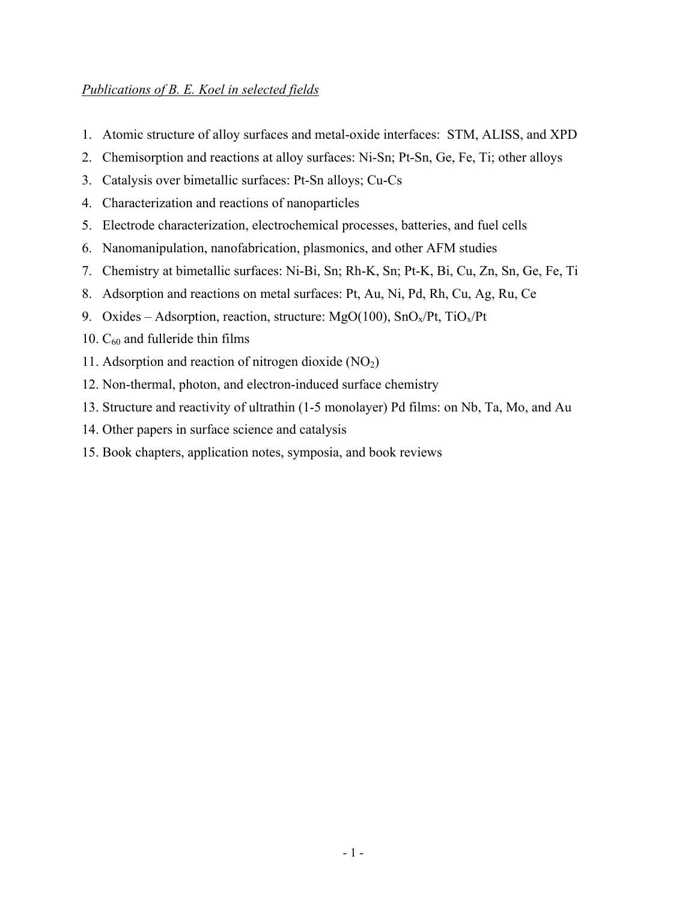*Publications of B. E. Koel in selected fields*

1. Atomic structure of alloy surfaces and metal-oxide interfaces: STM, ALISS, and XPD
2. Chemisorption and reactions at alloy surfaces: Ni-Sn; Pt-Sn, Ge, Fe, Ti; other alloys
3. Catalysis over bimetallic surfaces: Pt-Sn alloys; Cu-Cs
4. Characterization and reactions of nanoparticles
5. Electrode characterization, electrochemical processes, batteries, and fuel cells
6. Nanomanipulation, nanofabrication, plasmonics, and other AFM studies
7. Chemistry at bimetallic surfaces: Ni-Bi, Sn; Rh-K, Sn; Pt-K, Bi, Cu, Zn, Sn, Ge, Fe, Ti
8. Adsorption and reactions on metal surfaces: Pt, Au, Ni, Pd, Rh, Cu, Ag, Ru, Ce
9. Oxides – Adsorption, reaction, structure: MgO(100), $SnO_x$/Pt, $TiO_x$/Pt
10. $C_{60}$ and fulleride thin films
11. Adsorption and reaction of nitrogen dioxide ($NO_2$)
12. Non-thermal, photon, and electron-induced surface chemistry
13. Structure and reactivity of ultrathin (1-5 monolayer) Pd films: on Nb, Ta, Mo, and Au
14. Other papers in surface science and catalysis
15. Book chapters, application notes, symposia, and book reviews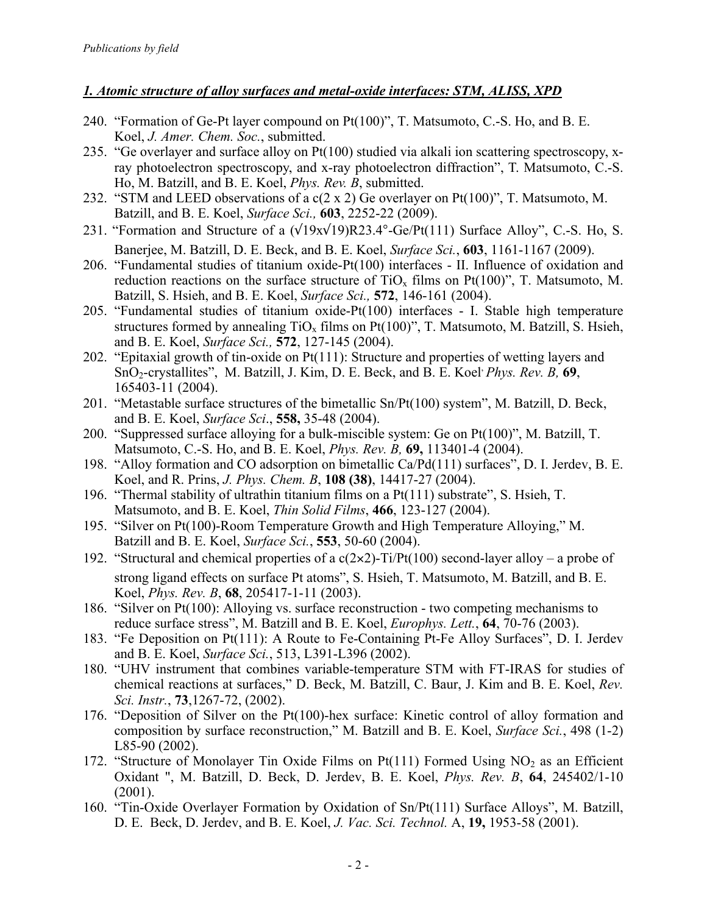*Publications by field*

## *1. Atomic structure of alloy surfaces and metal-oxide interfaces: STM, ALISS, XPD*

240. "Formation of Ge-Pt layer compound on Pt(100)", T. Matsumoto, C.-S. Ho, and B. E. Koel, *J. Amer. Chem. Soc.*, submitted.
235. "Ge overlayer and surface alloy on Pt(100) studied via alkali ion scattering spectroscopy, x-ray photoelectron spectroscopy, and x-ray photoelectron diffraction", T. Matsumoto, C.-S. Ho, M. Batzill, and B. E. Koel, *Phys. Rev. B*, submitted.
232. "STM and LEED observations of a c(2 x 2) Ge overlayer on Pt(100)", T. Matsumoto, M. Batzill, and B. E. Koel, *Surface Sci.,* **603**, 2252-22 (2009).
231. "Formation and Structure of a ($\sqrt{19}$x$\sqrt{19}$)R23.4°-Ge/Pt(111) Surface Alloy", C.-S. Ho, S. Banerjee, M. Batzill, D. E. Beck, and B. E. Koel, *Surface Sci.*, **603**, 1161-1167 (2009).
206. "Fundamental studies of titanium oxide-Pt(100) interfaces - II. Influence of oxidation and reduction reactions on the surface structure of $TiO_x$ films on Pt(100)", T. Matsumoto, M. Batzill, S. Hsieh, and B. E. Koel, *Surface Sci.,* **572**, 146-161 (2004).
205. "Fundamental studies of titanium oxide-Pt(100) interfaces - I. Stable high temperature structures formed by annealing $TiO_x$ films on Pt(100)", T. Matsumoto, M. Batzill, S. Hsieh, and B. E. Koel, *Surface Sci.,* **572**, 127-145 (2004).
202. "Epitaxial growth of tin-oxide on Pt(111): Structure and properties of wetting layers and $SnO_2$-crystallites", M. Batzill, J. Kim, D. E. Beck, and B. E. Koel, *Phys. Rev. B,* **69**, 165403-11 (2004).
201. "Metastable surface structures of the bimetallic Sn/Pt(100) system", M. Batzill, D. Beck, and B. E. Koel, *Surface Sci*., **558,** 35-48 (2004).
200. "Suppressed surface alloying for a bulk-miscible system: Ge on Pt(100)", M. Batzill, T. Matsumoto, C.-S. Ho, and B. E. Koel, *Phys. Rev. B,* **69,** 113401-4 (2004).
198. "Alloy formation and CO adsorption on bimetallic Ca/Pd(111) surfaces", D. I. Jerdev, B. E. Koel, and R. Prins, *J. Phys. Chem. B*, **108 (38)**, 14417-27 (2004).
196. "Thermal stability of ultrathin titanium films on a Pt(111) substrate", S. Hsieh, T. Matsumoto, and B. E. Koel, *Thin Solid Films*, **466**, 123-127 (2004).
195. "Silver on Pt(100)-Room Temperature Growth and High Temperature Alloying," M. Batzill and B. E. Koel, *Surface Sci.*, **553**, 50-60 (2004).
192. "Structural and chemical properties of a c(2×2)-Ti/Pt(100) second-layer alloy – a probe of strong ligand effects on surface Pt atoms", S. Hsieh, T. Matsumoto, M. Batzill, and B. E. Koel, *Phys. Rev. B*, **68**, 205417-1-11 (2003).
186. "Silver on Pt(100): Alloying vs. surface reconstruction - two competing mechanisms to reduce surface stress", M. Batzill and B. E. Koel, *Europhys. Lett.*, **64**, 70-76 (2003).
183. "Fe Deposition on Pt(111): A Route to Fe-Containing Pt-Fe Alloy Surfaces", D. I. Jerdev and B. E. Koel, *Surface Sci.*, 513, L391-L396 (2002).
180. "UHV instrument that combines variable-temperature STM with FT-IRAS for studies of chemical reactions at surfaces," D. Beck, M. Batzill, C. Baur, J. Kim and B. E. Koel, *Rev. Sci. Instr.*, **73**,1267-72, (2002).
176. "Deposition of Silver on the Pt(100)-hex surface: Kinetic control of alloy formation and composition by surface reconstruction," M. Batzill and B. E. Koel, *Surface Sci.*, 498 (1-2) L85-90 (2002).
172. "Structure of Monolayer Tin Oxide Films on Pt(111) Formed Using $NO_2$ as an Efficient Oxidant ", M. Batzill, D. Beck, D. Jerdev, B. E. Koel, *Phys. Rev. B*, **64**, 245402/1-10 (2001).
160. "Tin-Oxide Overlayer Formation by Oxidation of Sn/Pt(111) Surface Alloys", M. Batzill, D. E. Beck, D. Jerdev, and B. E. Koel, *J. Vac. Sci. Technol.* A, **19,** 1953-58 (2001).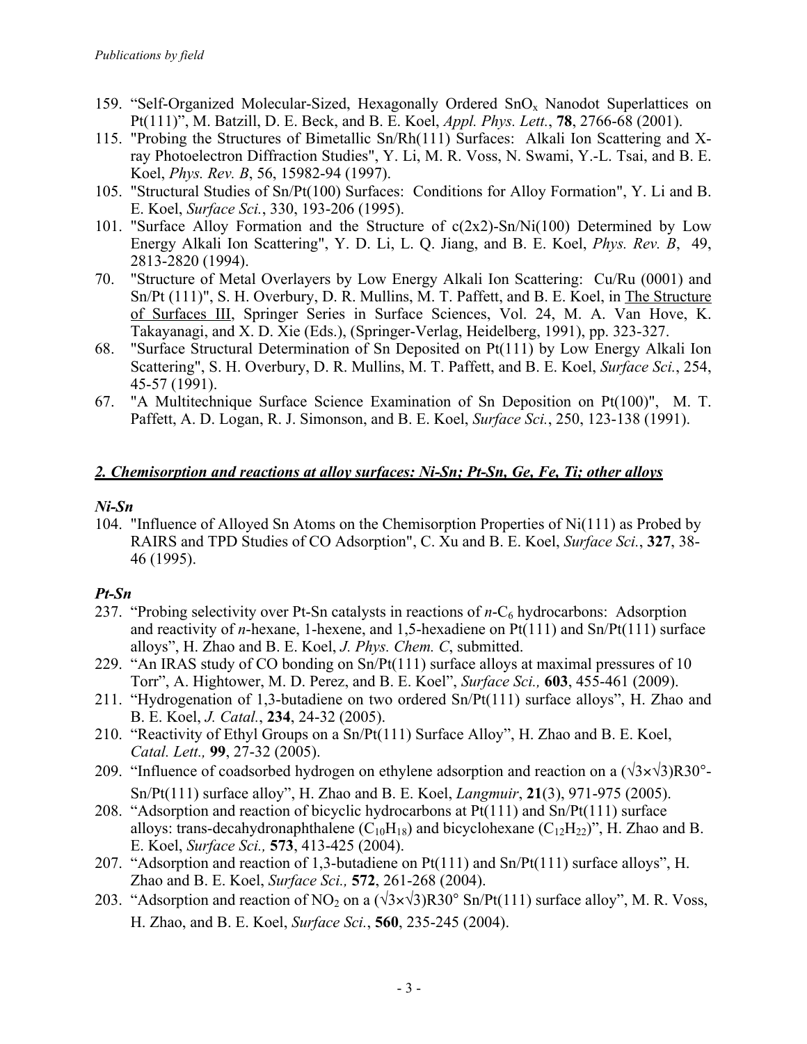159. "Self-Organized Molecular-Sized, Hexagonally Ordered $SnO_x$ Nanodot Superlattices on Pt(111)", M. Batzill, D. E. Beck, and B. E. Koel, *Appl. Phys. Lett.*, **78**, 2766-68 (2001).
115. "Probing the Structures of Bimetallic Sn/Rh(111) Surfaces: Alkali Ion Scattering and X-ray Photoelectron Diffraction Studies", Y. Li, M. R. Voss, N. Swami, Y.-L. Tsai, and B. E. Koel, *Phys. Rev. B*, 56, 15982-94 (1997).
105. "Structural Studies of Sn/Pt(100) Surfaces: Conditions for Alloy Formation", Y. Li and B. E. Koel, *Surface Sci.*, 330, 193-206 (1995).
101. "Surface Alloy Formation and the Structure of c(2x2)-Sn/Ni(100) Determined by Low Energy Alkali Ion Scattering", Y. D. Li, L. Q. Jiang, and B. E. Koel, *Phys. Rev. B*, 49, 2813-2820 (1994).
70. "Structure of Metal Overlayers by Low Energy Alkali Ion Scattering: Cu/Ru (0001) and Sn/Pt (111)", S. H. Overbury, D. R. Mullins, M. T. Paffett, and B. E. Koel, in The Structure of Surfaces III, Springer Series in Surface Sciences, Vol. 24, M. A. Van Hove, K. Takayanagi, and X. D. Xie (Eds.), (Springer-Verlag, Heidelberg, 1991), pp. 323-327.
68. "Surface Structural Determination of Sn Deposited on Pt(111) by Low Energy Alkali Ion Scattering", S. H. Overbury, D. R. Mullins, M. T. Paffett, and B. E. Koel, *Surface Sci.*, 254, 45-57 (1991).
67. "A Multitechnique Surface Science Examination of Sn Deposition on Pt(100)", M. T. Paffett, A. D. Logan, R. J. Simonson, and B. E. Koel, *Surface Sci.*, 250, 123-138 (1991).

## *2. Chemisorption and reactions at alloy surfaces: Ni-Sn; Pt-Sn, Ge, Fe, Ti; other alloys*

### *Ni-Sn*

104. "Influence of Alloyed Sn Atoms on the Chemisorption Properties of Ni(111) as Probed by RAIRS and TPD Studies of CO Adsorption", C. Xu and B. E. Koel, *Surface Sci.*, **327**, 38-46 (1995).

### *Pt-Sn*

237. "Probing selectivity over Pt-Sn catalysts in reactions of *n*-$C_6$ hydrocarbons: Adsorption and reactivity of *n*-hexane, 1-hexene, and 1,5-hexadiene on Pt(111) and Sn/Pt(111) surface alloys", H. Zhao and B. E. Koel, *J. Phys. Chem. C*, submitted.
229. "An IRAS study of CO bonding on Sn/Pt(111) surface alloys at maximal pressures of 10 Torr", A. Hightower, M. D. Perez, and B. E. Koel", *Surface Sci.,* **603**, 455-461 (2009).
211. "Hydrogenation of 1,3-butadiene on two ordered Sn/Pt(111) surface alloys", H. Zhao and B. E. Koel, *J. Catal.*, **234**, 24-32 (2005).
210. "Reactivity of Ethyl Groups on a Sn/Pt(111) Surface Alloy", H. Zhao and B. E. Koel, *Catal. Lett.,* **99**, 27-32 (2005).
209. "Influence of coadsorbed hydrogen on ethylene adsorption and reaction on a ($\sqrt{3}\times\sqrt{3}$)R30°-Sn/Pt(111) surface alloy", H. Zhao and B. E. Koel, *Langmuir*, **21**(3), 971-975 (2005).
208. "Adsorption and reaction of bicyclic hydrocarbons at Pt(111) and Sn/Pt(111) surface alloys: trans-decahydronaphthalene ($C_{10}H_{18}$) and bicyclohexane ($C_{12}H_{22}$)", H. Zhao and B. E. Koel, *Surface Sci.,* **573**, 413-425 (2004).
207. "Adsorption and reaction of 1,3-butadiene on Pt(111) and Sn/Pt(111) surface alloys", H. Zhao and B. E. Koel, *Surface Sci.,* **572**, 261-268 (2004).
203. "Adsorption and reaction of $NO_2$ on a ($\sqrt{3}\times\sqrt{3}$)R30° Sn/Pt(111) surface alloy", M. R. Voss, H. Zhao, and B. E. Koel, *Surface Sci.*, **560**, 235-245 (2004).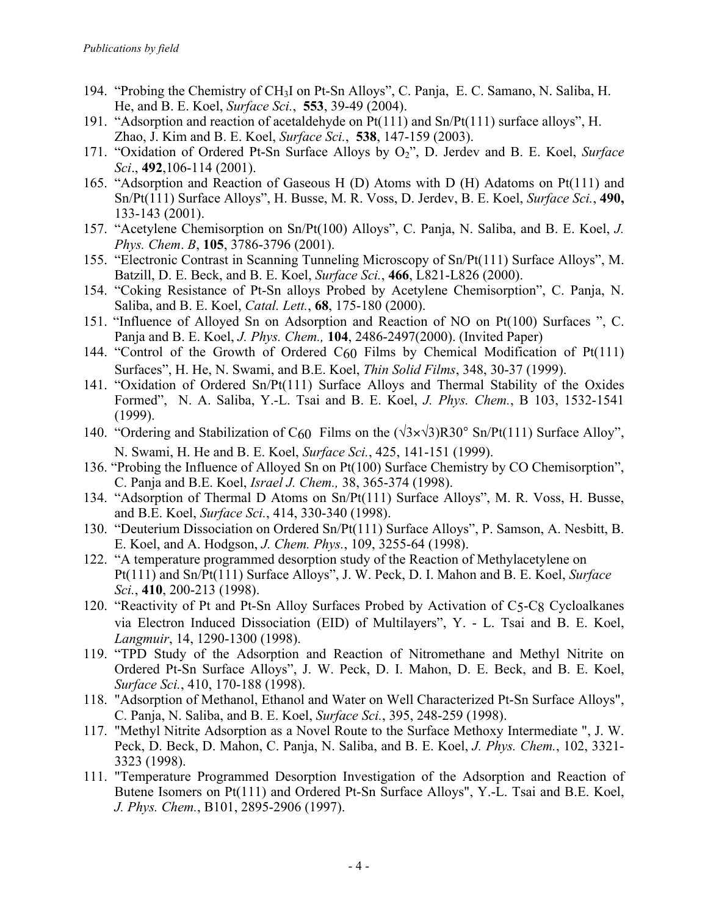194. "Probing the Chemistry of $CH_3I$ on Pt-Sn Alloys", C. Panja, E. C. Samano, N. Saliba, H. He, and B. E. Koel, *Surface Sci.*, **553**, 39-49 (2004).
191. "Adsorption and reaction of acetaldehyde on Pt(111) and Sn/Pt(111) surface alloys", H. Zhao, J. Kim and B. E. Koel, *Surface Sci.*, **538**, 147-159 (2003).
171. "Oxidation of Ordered Pt-Sn Surface Alloys by $O_2$", D. Jerdev and B. E. Koel, *Surface Sci*., **492**,106-114 (2001).
165. "Adsorption and Reaction of Gaseous H (D) Atoms with D (H) Adatoms on Pt(111) and Sn/Pt(111) Surface Alloys", H. Busse, M. R. Voss, D. Jerdev, B. E. Koel, *Surface Sci.*, **490,** 133-143 (2001).
157. "Acetylene Chemisorption on Sn/Pt(100) Alloys", C. Panja, N. Saliba, and B. E. Koel, *J. Phys. Chem*. *B*, **105**, 3786-3796 (2001).
155. "Electronic Contrast in Scanning Tunneling Microscopy of Sn/Pt(111) Surface Alloys", M. Batzill, D. E. Beck, and B. E. Koel, *Surface Sci.*, **466**, L821-L826 (2000).
154. "Coking Resistance of Pt-Sn alloys Probed by Acetylene Chemisorption", C. Panja, N. Saliba, and B. E. Koel, *Catal. Lett.*, **68**, 175-180 (2000).
151. "Influence of Alloyed Sn on Adsorption and Reaction of NO on Pt(100) Surfaces ", C. Panja and B. E. Koel, *J. Phys. Chem.,* **104**, 2486-2497(2000). (Invited Paper)
144. "Control of the Growth of Ordered $C_{60}$ Films by Chemical Modification of Pt(111) Surfaces", H. He, N. Swami, and B.E. Koel, *Thin Solid Films*, 348, 30-37 (1999).
141. "Oxidation of Ordered Sn/Pt(111) Surface Alloys and Thermal Stability of the Oxides Formed", N. A. Saliba, Y.-L. Tsai and B. E. Koel, *J. Phys. Chem.*, B 103, 1532-1541 (1999).
140. "Ordering and Stabilization of $C_{60}$ Films on the $(\sqrt{3}\times\sqrt{3})R30°$ Sn/Pt(111) Surface Alloy", N. Swami, H. He and B. E. Koel, *Surface Sci.*, 425, 141-151 (1999).
136. "Probing the Influence of Alloyed Sn on Pt(100) Surface Chemistry by CO Chemisorption", C. Panja and B.E. Koel, *Israel J. Chem.,* 38, 365-374 (1998).
134. "Adsorption of Thermal D Atoms on Sn/Pt(111) Surface Alloys", M. R. Voss, H. Busse, and B.E. Koel, *Surface Sci.*, 414, 330-340 (1998).
130. "Deuterium Dissociation on Ordered Sn/Pt(111) Surface Alloys", P. Samson, A. Nesbitt, B. E. Koel, and A. Hodgson, *J. Chem. Phys.*, 109, 3255-64 (1998).
122. "A temperature programmed desorption study of the Reaction of Methylacetylene on Pt(111) and Sn/Pt(111) Surface Alloys", J. W. Peck, D. I. Mahon and B. E. Koel, *Surface Sci.*, **410**, 200-213 (1998).
120. "Reactivity of Pt and Pt-Sn Alloy Surfaces Probed by Activation of $C_5$-$C_8$ Cycloalkanes via Electron Induced Dissociation (EID) of Multilayers", Y. - L. Tsai and B. E. Koel, *Langmuir*, 14, 1290-1300 (1998).
119. "TPD Study of the Adsorption and Reaction of Nitromethane and Methyl Nitrite on Ordered Pt-Sn Surface Alloys", J. W. Peck, D. I. Mahon, D. E. Beck, and B. E. Koel, *Surface Sci.*, 410, 170-188 (1998).
118. "Adsorption of Methanol, Ethanol and Water on Well Characterized Pt-Sn Surface Alloys", C. Panja, N. Saliba, and B. E. Koel, *Surface Sci.*, 395, 248-259 (1998).
117. "Methyl Nitrite Adsorption as a Novel Route to the Surface Methoxy Intermediate ", J. W. Peck, D. Beck, D. Mahon, C. Panja, N. Saliba, and B. E. Koel, *J. Phys. Chem.*, 102, 3321-3323 (1998).
111. "Temperature Programmed Desorption Investigation of the Adsorption and Reaction of Butene Isomers on Pt(111) and Ordered Pt-Sn Surface Alloys", Y.-L. Tsai and B.E. Koel, *J. Phys. Chem.*, B101, 2895-2906 (1997).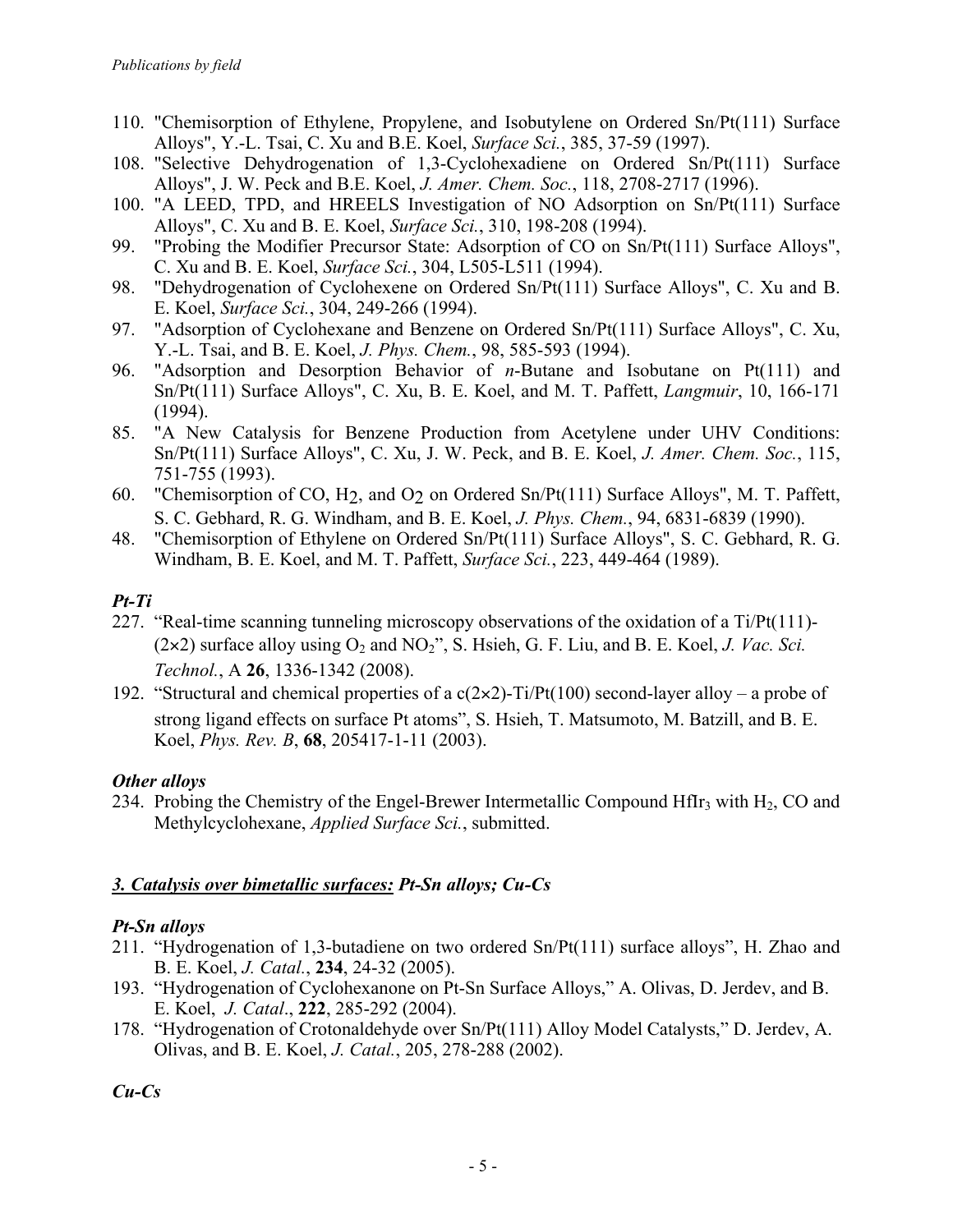110. "Chemisorption of Ethylene, Propylene, and Isobutylene on Ordered Sn/Pt(111) Surface Alloys", Y.-L. Tsai, C. Xu and B.E. Koel, *Surface Sci.*, 385, 37-59 (1997).
108. "Selective Dehydrogenation of 1,3-Cyclohexadiene on Ordered Sn/Pt(111) Surface Alloys", J. W. Peck and B.E. Koel, *J. Amer. Chem. Soc.*, 118, 2708-2717 (1996).
100. "A LEED, TPD, and HREELS Investigation of NO Adsorption on Sn/Pt(111) Surface Alloys", C. Xu and B. E. Koel, *Surface Sci.*, 310, 198-208 (1994).
99. "Probing the Modifier Precursor State: Adsorption of CO on Sn/Pt(111) Surface Alloys", C. Xu and B. E. Koel, *Surface Sci.*, 304, L505-L511 (1994).
98. "Dehydrogenation of Cyclohexene on Ordered Sn/Pt(111) Surface Alloys", C. Xu and B. E. Koel, *Surface Sci.*, 304, 249-266 (1994).
97. "Adsorption of Cyclohexane and Benzene on Ordered Sn/Pt(111) Surface Alloys", C. Xu, Y.-L. Tsai, and B. E. Koel, *J. Phys. Chem.*, 98, 585-593 (1994).
96. "Adsorption and Desorption Behavior of *n*-Butane and Isobutane on Pt(111) and Sn/Pt(111) Surface Alloys", C. Xu, B. E. Koel, and M. T. Paffett, *Langmuir*, 10, 166-171 (1994).
85. "A New Catalysis for Benzene Production from Acetylene under UHV Conditions: Sn/Pt(111) Surface Alloys", C. Xu, J. W. Peck, and B. E. Koel, *J. Amer. Chem. Soc.*, 115, 751-755 (1993).
60. "Chemisorption of CO, $H_2$, and $O_2$ on Ordered Sn/Pt(111) Surface Alloys", M. T. Paffett, S. C. Gebhard, R. G. Windham, and B. E. Koel, *J. Phys. Chem.*, 94, 6831-6839 (1990).
48. "Chemisorption of Ethylene on Ordered Sn/Pt(111) Surface Alloys", S. C. Gebhard, R. G. Windham, B. E. Koel, and M. T. Paffett, *Surface Sci.*, 223, 449-464 (1989).

### *Pt-Ti*

227. "Real-time scanning tunneling microscopy observations of the oxidation of a Ti/Pt(111)-(2×2) surface alloy using $O_2$ and $NO_2$", S. Hsieh, G. F. Liu, and B. E. Koel, *J. Vac. Sci. Technol.*, A **26**, 1336-1342 (2008).
192. "Structural and chemical properties of a c(2×2)-Ti/Pt(100) second-layer alloy – a probe of strong ligand effects on surface Pt atoms", S. Hsieh, T. Matsumoto, M. Batzill, and B. E. Koel, *Phys. Rev. B*, **68**, 205417-1-11 (2003).

### *Other alloys*

234. Probing the Chemistry of the Engel-Brewer Intermetallic Compound $HfIr_3$ with $H_2$, CO and Methylcyclohexane, *Applied Surface Sci.*, submitted.

## *3. Catalysis over bimetallic surfaces:* ***Pt-Sn alloys; Cu-Cs***

### *Pt-Sn alloys*

211. "Hydrogenation of 1,3-butadiene on two ordered Sn/Pt(111) surface alloys", H. Zhao and B. E. Koel, *J. Catal.*, **234**, 24-32 (2005).
193. "Hydrogenation of Cyclohexanone on Pt-Sn Surface Alloys," A. Olivas, D. Jerdev, and B. E. Koel, *J. Catal*., **222**, 285-292 (2004).
178. "Hydrogenation of Crotonaldehyde over Sn/Pt(111) Alloy Model Catalysts," D. Jerdev, A. Olivas, and B. E. Koel, *J. Catal.*, 205, 278-288 (2002).

### *Cu-Cs*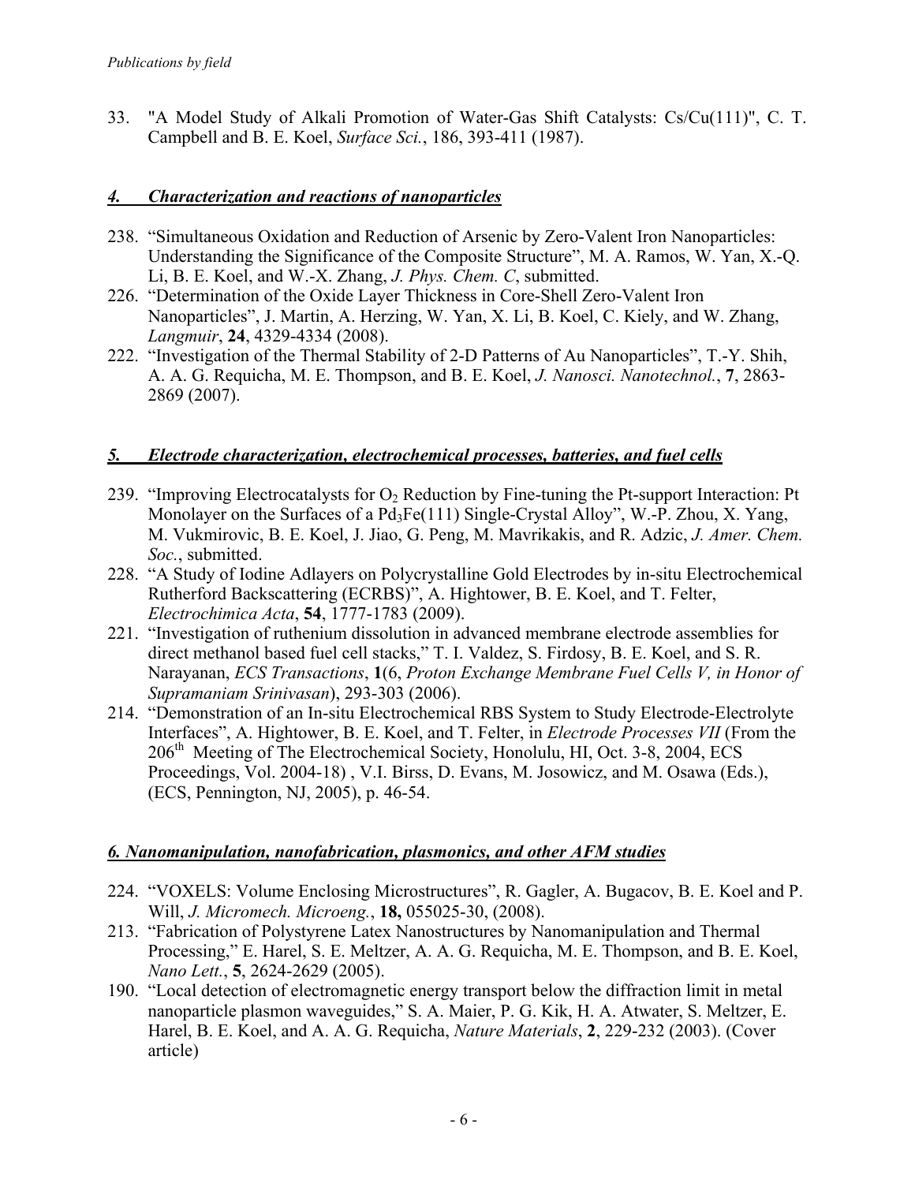33. "A Model Study of Alkali Promotion of Water-Gas Shift Catalysts: Cs/Cu(111)", C. T. Campbell and B. E. Koel, *Surface Sci.*, 186, 393-411 (1987).

### *4. Characterization and reactions of nanoparticles*

238. "Simultaneous Oxidation and Reduction of Arsenic by Zero-Valent Iron Nanoparticles: Understanding the Significance of the Composite Structure", M. A. Ramos, W. Yan, X.-Q. Li, B. E. Koel, and W.-X. Zhang, *J. Phys. Chem. C*, submitted.
226. "Determination of the Oxide Layer Thickness in Core-Shell Zero-Valent Iron Nanoparticles", J. Martin, A. Herzing, W. Yan, X. Li, B. Koel, C. Kiely, and W. Zhang, *Langmuir*, **24**, 4329-4334 (2008).
222. "Investigation of the Thermal Stability of 2-D Patterns of Au Nanoparticles", T.-Y. Shih, A. A. G. Requicha, M. E. Thompson, and B. E. Koel, *J. Nanosci. Nanotechnol.*, **7**, 2863-2869 (2007).

### *5. Electrode characterization, electrochemical processes, batteries, and fuel cells*

239. "Improving Electrocatalysts for $O_2$ Reduction by Fine-tuning the Pt-support Interaction: Pt Monolayer on the Surfaces of a $Pd_3Fe(111)$ Single-Crystal Alloy", W.-P. Zhou, X. Yang, M. Vukmirovic, B. E. Koel, J. Jiao, G. Peng, M. Mavrikakis, and R. Adzic, *J. Amer. Chem. Soc.*, submitted.
228. "A Study of Iodine Adlayers on Polycrystalline Gold Electrodes by in-situ Electrochemical Rutherford Backscattering (ECRBS)", A. Hightower, B. E. Koel, and T. Felter, *Electrochimica Acta*, **54**, 1777-1783 (2009).
221. "Investigation of ruthenium dissolution in advanced membrane electrode assemblies for direct methanol based fuel cell stacks," T. I. Valdez, S. Firdosy, B. E. Koel, and S. R. Narayanan, *ECS Transactions*, **1**(6, *Proton Exchange Membrane Fuel Cells V, in Honor of Supramaniam Srinivasan*), 293-303 (2006).
214. "Demonstration of an In-situ Electrochemical RBS System to Study Electrode-Electrolyte Interfaces", A. Hightower, B. E. Koel, and T. Felter, in *Electrode Processes VII* (From the 206th Meeting of The Electrochemical Society, Honolulu, HI, Oct. 3-8, 2004, ECS Proceedings, Vol. 2004-18) , V.I. Birss, D. Evans, M. Josowicz, and M. Osawa (Eds.), (ECS, Pennington, NJ, 2005), p. 46-54.

### *6. Nanomanipulation, nanofabrication, plasmonics, and other AFM studies*

224. "VOXELS: Volume Enclosing Microstructures", R. Gagler, A. Bugacov, B. E. Koel and P. Will, *J. Micromech. Microeng.*, **18,** 055025-30, (2008).
213. "Fabrication of Polystyrene Latex Nanostructures by Nanomanipulation and Thermal Processing," E. Harel, S. E. Meltzer, A. A. G. Requicha, M. E. Thompson, and B. E. Koel, *Nano Lett.*, **5**, 2624-2629 (2005).
190. "Local detection of electromagnetic energy transport below the diffraction limit in metal nanoparticle plasmon waveguides," S. A. Maier, P. G. Kik, H. A. Atwater, S. Meltzer, E. Harel, B. E. Koel, and A. A. G. Requicha, *Nature Materials*, **2**, 229-232 (2003). (Cover article)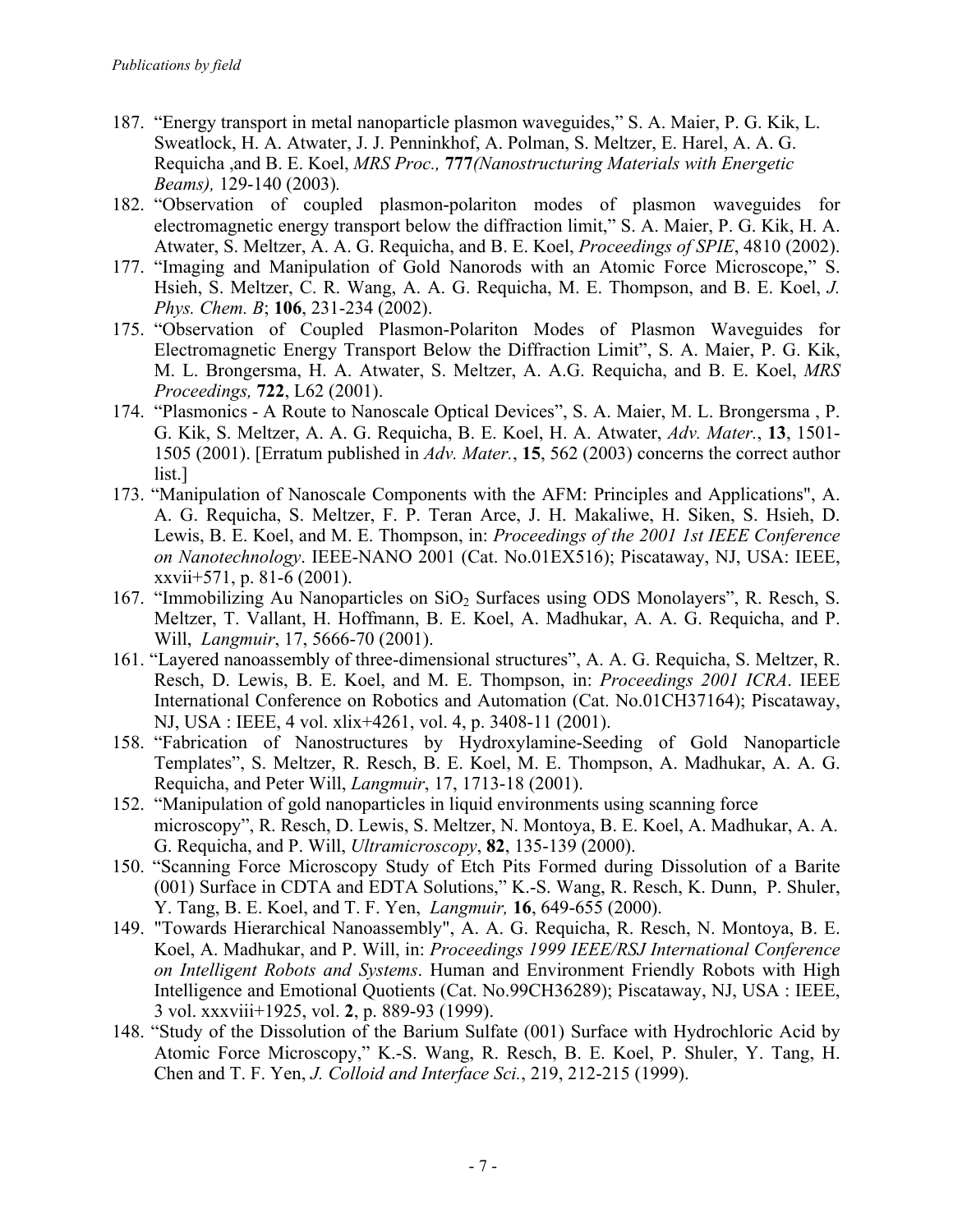187. "Energy transport in metal nanoparticle plasmon waveguides," S. A. Maier, P. G. Kik, L. Sweatlock, H. A. Atwater, J. J. Penninkhof, A. Polman, S. Meltzer, E. Harel, A. A. G. Requicha ,and B. E. Koel, *MRS Proc.,* **777***(Nanostructuring Materials with Energetic Beams),* 129-140 (2003)*.*
182. "Observation of coupled plasmon-polariton modes of plasmon waveguides for electromagnetic energy transport below the diffraction limit," S. A. Maier, P. G. Kik, H. A. Atwater, S. Meltzer, A. A. G. Requicha, and B. E. Koel, *Proceedings of SPIE*, 4810 (2002).
177. "Imaging and Manipulation of Gold Nanorods with an Atomic Force Microscope," S. Hsieh, S. Meltzer, C. R. Wang, A. A. G. Requicha, M. E. Thompson, and B. E. Koel, *J. Phys. Chem. B*; **106**, 231-234 (2002).
175. "Observation of Coupled Plasmon-Polariton Modes of Plasmon Waveguides for Electromagnetic Energy Transport Below the Diffraction Limit", S. A. Maier, P. G. Kik, M. L. Brongersma, H. A. Atwater, S. Meltzer, A. A.G. Requicha, and B. E. Koel, *MRS Proceedings,* **722**, L62 (2001).
174. "Plasmonics - A Route to Nanoscale Optical Devices", S. A. Maier, M. L. Brongersma , P. G. Kik, S. Meltzer, A. A. G. Requicha, B. E. Koel, H. A. Atwater, *Adv. Mater.*, **13**, 1501-1505 (2001). [Erratum published in *Adv. Mater.*, **15**, 562 (2003) concerns the correct author list.]
173. "Manipulation of Nanoscale Components with the AFM: Principles and Applications", A. A. G. Requicha, S. Meltzer, F. P. Teran Arce, J. H. Makaliwe, H. Siken, S. Hsieh, D. Lewis, B. E. Koel, and M. E. Thompson, in: *Proceedings of the 2001 1st IEEE Conference on Nanotechnology*. IEEE-NANO 2001 (Cat. No.01EX516); Piscataway, NJ, USA: IEEE, xxvii+571, p. 81-6 (2001).
167. "Immobilizing Au Nanoparticles on $SiO_2$ Surfaces using ODS Monolayers", R. Resch, S. Meltzer, T. Vallant, H. Hoffmann, B. E. Koel, A. Madhukar, A. A. G. Requicha, and P. Will, *Langmuir*, 17, 5666-70 (2001).
161. "Layered nanoassembly of three-dimensional structures", A. A. G. Requicha, S. Meltzer, R. Resch, D. Lewis, B. E. Koel, and M. E. Thompson, in: *Proceedings 2001 ICRA*. IEEE International Conference on Robotics and Automation (Cat. No.01CH37164); Piscataway, NJ, USA : IEEE, 4 vol. xlix+4261, vol. 4, p. 3408-11 (2001).
158. "Fabrication of Nanostructures by Hydroxylamine-Seeding of Gold Nanoparticle Templates", S. Meltzer, R. Resch, B. E. Koel, M. E. Thompson, A. Madhukar, A. A. G. Requicha, and Peter Will, *Langmuir*, 17, 1713-18 (2001).
152. "Manipulation of gold nanoparticles in liquid environments using scanning force microscopy", R. Resch, D. Lewis, S. Meltzer, N. Montoya, B. E. Koel, A. Madhukar, A. A. G. Requicha, and P. Will, *Ultramicroscopy*, **82**, 135-139 (2000).
150. "Scanning Force Microscopy Study of Etch Pits Formed during Dissolution of a Barite (001) Surface in CDTA and EDTA Solutions," K.-S. Wang, R. Resch, K. Dunn, P. Shuler, Y. Tang, B. E. Koel, and T. F. Yen, *Langmuir,* **16**, 649-655 (2000).
149. "Towards Hierarchical Nanoassembly", A. A. G. Requicha, R. Resch, N. Montoya, B. E. Koel, A. Madhukar, and P. Will, in: *Proceedings 1999 IEEE/RSJ International Conference on Intelligent Robots and Systems*. Human and Environment Friendly Robots with High Intelligence and Emotional Quotients (Cat. No.99CH36289); Piscataway, NJ, USA : IEEE, 3 vol. xxxviii+1925, vol. **2**, p. 889-93 (1999).
148. "Study of the Dissolution of the Barium Sulfate (001) Surface with Hydrochloric Acid by Atomic Force Microscopy," K.-S. Wang, R. Resch, B. E. Koel, P. Shuler, Y. Tang, H. Chen and T. F. Yen, *J. Colloid and Interface Sci.*, 219, 212-215 (1999).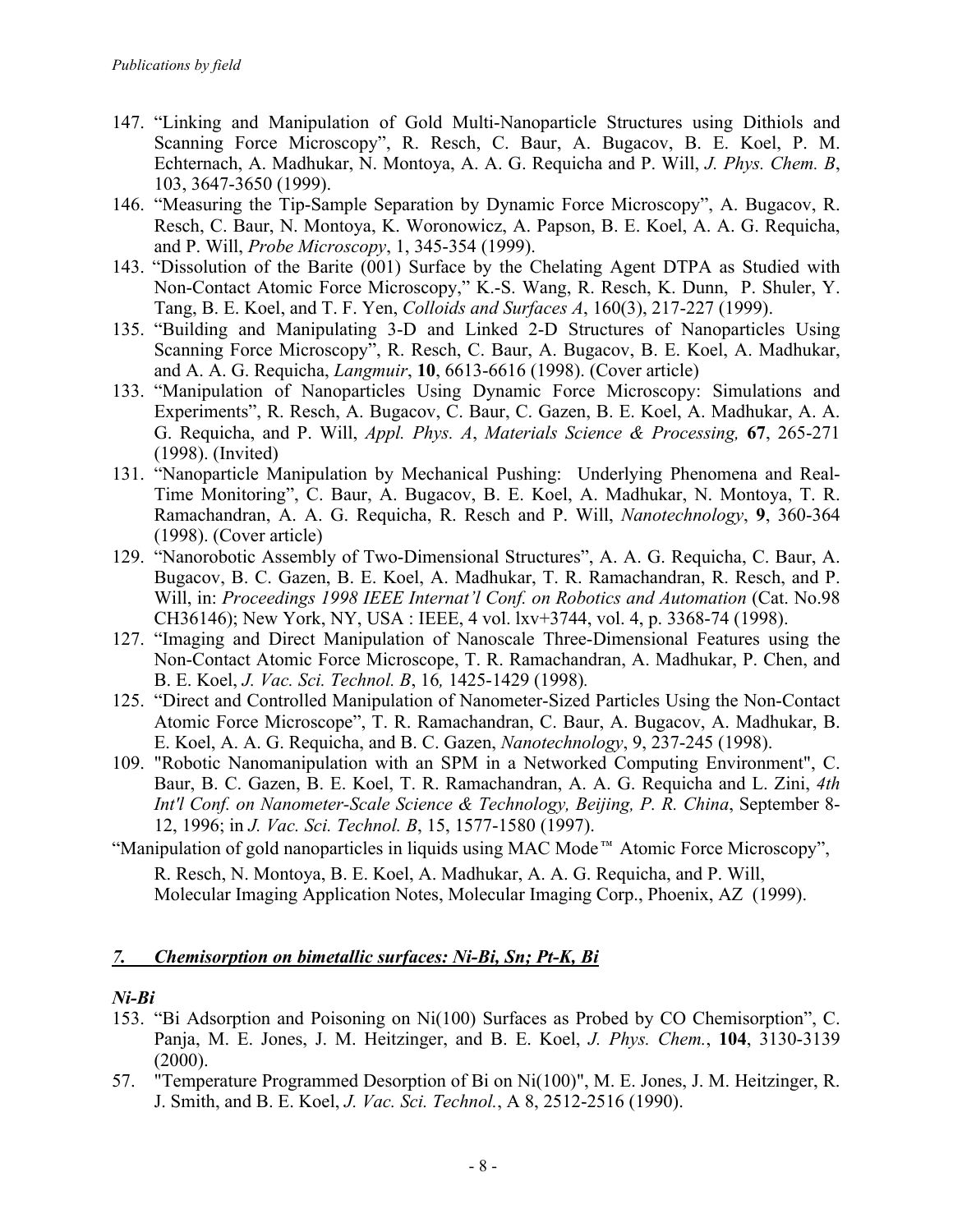147. "Linking and Manipulation of Gold Multi-Nanoparticle Structures using Dithiols and Scanning Force Microscopy", R. Resch, C. Baur, A. Bugacov, B. E. Koel, P. M. Echternach, A. Madhukar, N. Montoya, A. A. G. Requicha and P. Will, *J. Phys. Chem. B*, 103, 3647-3650 (1999).
146. "Measuring the Tip-Sample Separation by Dynamic Force Microscopy", A. Bugacov, R. Resch, C. Baur, N. Montoya, K. Woronowicz, A. Papson, B. E. Koel, A. A. G. Requicha, and P. Will, *Probe Microscopy*, 1, 345-354 (1999).
143. "Dissolution of the Barite (001) Surface by the Chelating Agent DTPA as Studied with Non-Contact Atomic Force Microscopy," K.-S. Wang, R. Resch, K. Dunn, P. Shuler, Y. Tang, B. E. Koel, and T. F. Yen, *Colloids and Surfaces A*, 160(3), 217-227 (1999).
135. "Building and Manipulating 3-D and Linked 2-D Structures of Nanoparticles Using Scanning Force Microscopy", R. Resch, C. Baur, A. Bugacov, B. E. Koel, A. Madhukar, and A. A. G. Requicha, *Langmuir*, **10**, 6613-6616 (1998). (Cover article)
133. "Manipulation of Nanoparticles Using Dynamic Force Microscopy: Simulations and Experiments", R. Resch, A. Bugacov, C. Baur, C. Gazen, B. E. Koel, A. Madhukar, A. A. G. Requicha, and P. Will, *Appl. Phys. A*, *Materials Science & Processing,* **67**, 265-271 (1998). (Invited)
131. "Nanoparticle Manipulation by Mechanical Pushing: Underlying Phenomena and Real-Time Monitoring", C. Baur, A. Bugacov, B. E. Koel, A. Madhukar, N. Montoya, T. R. Ramachandran, A. A. G. Requicha, R. Resch and P. Will, *Nanotechnology*, **9**, 360-364 (1998). (Cover article)
129. "Nanorobotic Assembly of Two-Dimensional Structures", A. A. G. Requicha, C. Baur, A. Bugacov, B. C. Gazen, B. E. Koel, A. Madhukar, T. R. Ramachandran, R. Resch, and P. Will, in: *Proceedings 1998 IEEE Internat'l Conf. on Robotics and Automation* (Cat. No.98 CH36146); New York, NY, USA : IEEE, 4 vol. lxv+3744, vol. 4, p. 3368-74 (1998).
127. "Imaging and Direct Manipulation of Nanoscale Three-Dimensional Features using the Non-Contact Atomic Force Microscope, T. R. Ramachandran, A. Madhukar, P. Chen, and B. E. Koel, *J. Vac. Sci. Technol. B*, 16*,* 1425-1429 (1998)*.*
125. "Direct and Controlled Manipulation of Nanometer-Sized Particles Using the Non-Contact Atomic Force Microscope", T. R. Ramachandran, C. Baur, A. Bugacov, A. Madhukar, B. E. Koel, A. A. G. Requicha, and B. C. Gazen, *Nanotechnology*, 9, 237-245 (1998).
109. "Robotic Nanomanipulation with an SPM in a Networked Computing Environment", C. Baur, B. C. Gazen, B. E. Koel, T. R. Ramachandran, A. A. G. Requicha and L. Zini, *4th Int'l Conf. on Nanometer-Scale Science & Technology, Beijing, P. R. China*, September 8-12, 1996; in *J. Vac. Sci. Technol. B*, 15, 1577-1580 (1997).

"Manipulation of gold nanoparticles in liquids using MAC Mode™ Atomic Force Microscopy", R. Resch, N. Montoya, B. E. Koel, A. Madhukar, A. A. G. Requicha, and P. Will, Molecular Imaging Application Notes, Molecular Imaging Corp., Phoenix, AZ (1999).

## *7. Chemisorption on bimetallic surfaces: Ni-Bi, Sn; Pt-K, Bi*

### *Ni-Bi*

153. "Bi Adsorption and Poisoning on Ni(100) Surfaces as Probed by CO Chemisorption", C. Panja, M. E. Jones, J. M. Heitzinger, and B. E. Koel, *J. Phys. Chem.*, **104**, 3130-3139 (2000).
57. "Temperature Programmed Desorption of Bi on Ni(100)", M. E. Jones, J. M. Heitzinger, R. J. Smith, and B. E. Koel, *J. Vac. Sci. Technol.*, A 8, 2512-2516 (1990).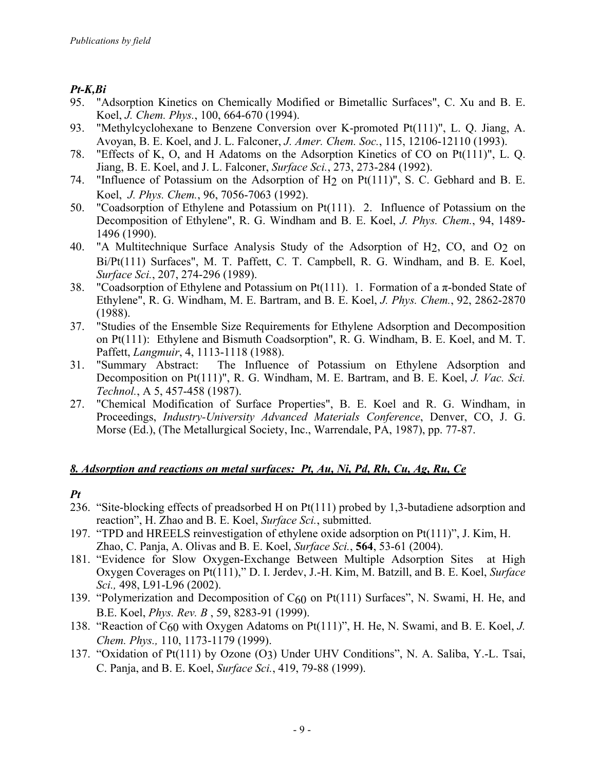### *Pt-K,Bi*

95. "Adsorption Kinetics on Chemically Modified or Bimetallic Surfaces", C. Xu and B. E. Koel, *J. Chem. Phys.*, 100, 664-670 (1994).
93. "Methylcyclohexane to Benzene Conversion over K-promoted Pt(111)", L. Q. Jiang, A. Avoyan, B. E. Koel, and J. L. Falconer, *J. Amer. Chem. Soc.*, 115, 12106-12110 (1993).
78. "Effects of K, O, and H Adatoms on the Adsorption Kinetics of CO on Pt(111)", L. Q. Jiang, B. E. Koel, and J. L. Falconer, *Surface Sci.*, 273, 273-284 (1992).
74. "Influence of Potassium on the Adsorption of $H_2$ on Pt(111)", S. C. Gebhard and B. E. Koel, *J. Phys. Chem.*, 96, 7056-7063 (1992).
50. "Coadsorption of Ethylene and Potassium on Pt(111). 2. Influence of Potassium on the Decomposition of Ethylene", R. G. Windham and B. E. Koel, *J. Phys. Chem.*, 94, 1489-1496 (1990).
40. "A Multitechnique Surface Analysis Study of the Adsorption of $H_2$, CO, and $O_2$ on Bi/Pt(111) Surfaces", M. T. Paffett, C. T. Campbell, R. G. Windham, and B. E. Koel, *Surface Sci.*, 207, 274-296 (1989).
38. "Coadsorption of Ethylene and Potassium on Pt(111). 1. Formation of a π-bonded State of Ethylene", R. G. Windham, M. E. Bartram, and B. E. Koel, *J. Phys. Chem.*, 92, 2862-2870 (1988).
37. "Studies of the Ensemble Size Requirements for Ethylene Adsorption and Decomposition on Pt(111): Ethylene and Bismuth Coadsorption", R. G. Windham, B. E. Koel, and M. T. Paffett, *Langmuir*, 4, 1113-1118 (1988).
31. "Summary Abstract: The Influence of Potassium on Ethylene Adsorption and Decomposition on Pt(111)", R. G. Windham, M. E. Bartram, and B. E. Koel, *J. Vac. Sci. Technol.*, A 5, 457-458 (1987).
27. "Chemical Modification of Surface Properties", B. E. Koel and R. G. Windham, in Proceedings, *Industry-University Advanced Materials Conference*, Denver, CO, J. G. Morse (Ed.), (The Metallurgical Society, Inc., Warrendale, PA, 1987), pp. 77-87.

## ***8. Adsorption and reactions on metal surfaces: Pt, Au, Ni, Pd, Rh, Cu, Ag, Ru, Ce***

### *Pt*

236. "Site-blocking effects of preadsorbed H on Pt(111) probed by 1,3-butadiene adsorption and reaction", H. Zhao and B. E. Koel, *Surface Sci.*, submitted.
197. "TPD and HREELS reinvestigation of ethylene oxide adsorption on Pt(111)", J. Kim, H. Zhao, C. Panja, A. Olivas and B. E. Koel, *Surface Sci.*, **564**, 53-61 (2004).
181. "Evidence for Slow Oxygen-Exchange Between Multiple Adsorption Sites at High Oxygen Coverages on Pt(111)," D. I. Jerdev, J.-H. Kim, M. Batzill, and B. E. Koel, *Surface Sci.,* 498, L91-L96 (2002).
139. "Polymerization and Decomposition of $C_{60}$ on Pt(111) Surfaces", N. Swami, H. He, and B.E. Koel, *Phys. Rev. B* , 59, 8283-91 (1999).
138. "Reaction of $C_{60}$ with Oxygen Adatoms on Pt(111)", H. He, N. Swami, and B. E. Koel, *J. Chem. Phys.,* 110, 1173-1179 (1999).
137. "Oxidation of Pt(111) by Ozone ($O_3$) Under UHV Conditions", N. A. Saliba, Y.-L. Tsai, C. Panja, and B. E. Koel, *Surface Sci.*, 419, 79-88 (1999).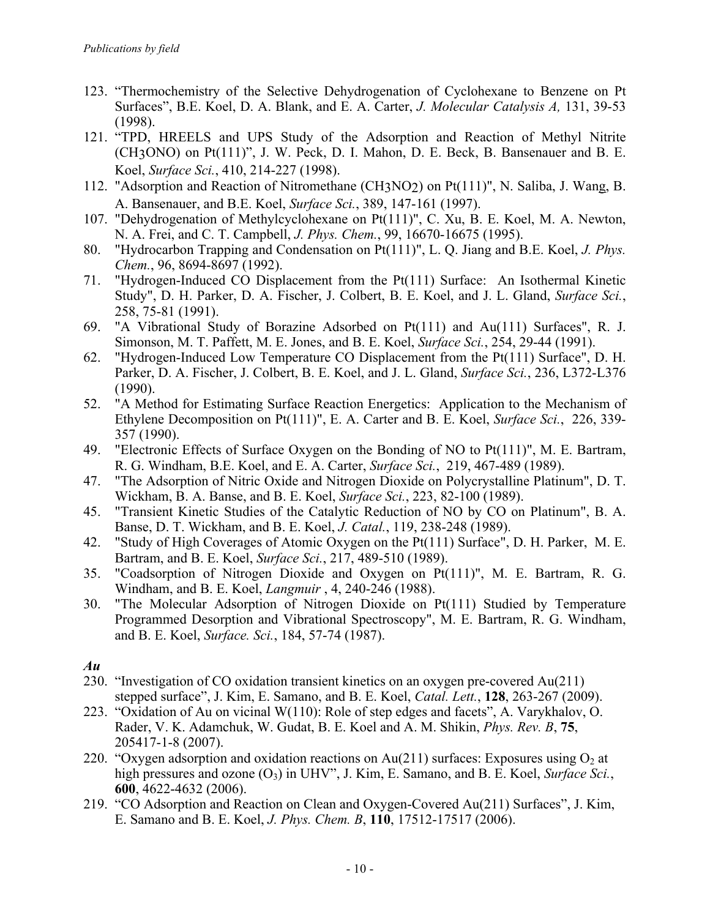123. "Thermochemistry of the Selective Dehydrogenation of Cyclohexane to Benzene on Pt Surfaces", B.E. Koel, D. A. Blank, and E. A. Carter, *J. Molecular Catalysis A,* 131, 39-53 (1998).
121. "TPD, HREELS and UPS Study of the Adsorption and Reaction of Methyl Nitrite ($CH_3ONO$) on Pt(111)", J. W. Peck, D. I. Mahon, D. E. Beck, B. Bansenauer and B. E. Koel, *Surface Sci.*, 410, 214-227 (1998).
112. "Adsorption and Reaction of Nitromethane ($CH_3NO_2$) on Pt(111)", N. Saliba, J. Wang, B. A. Bansenauer, and B.E. Koel, *Surface Sci.*, 389, 147-161 (1997).
107. "Dehydrogenation of Methylcyclohexane on Pt(111)", C. Xu, B. E. Koel, M. A. Newton, N. A. Frei, and C. T. Campbell, *J. Phys. Chem.*, 99, 16670-16675 (1995).
80. "Hydrocarbon Trapping and Condensation on Pt(111)", L. Q. Jiang and B.E. Koel, *J. Phys. Chem.*, 96, 8694-8697 (1992).
71. "Hydrogen-Induced CO Displacement from the Pt(111) Surface: An Isothermal Kinetic Study", D. H. Parker, D. A. Fischer, J. Colbert, B. E. Koel, and J. L. Gland, *Surface Sci.*, 258, 75-81 (1991).
69. "A Vibrational Study of Borazine Adsorbed on Pt(111) and Au(111) Surfaces", R. J. Simonson, M. T. Paffett, M. E. Jones, and B. E. Koel, *Surface Sci.*, 254, 29-44 (1991).
62. "Hydrogen-Induced Low Temperature CO Displacement from the Pt(111) Surface", D. H. Parker, D. A. Fischer, J. Colbert, B. E. Koel, and J. L. Gland, *Surface Sci.*, 236, L372-L376 (1990).
52. "A Method for Estimating Surface Reaction Energetics: Application to the Mechanism of Ethylene Decomposition on Pt(111)", E. A. Carter and B. E. Koel, *Surface Sci.*, 226, 339-357 (1990).
49. "Electronic Effects of Surface Oxygen on the Bonding of NO to Pt(111)", M. E. Bartram, R. G. Windham, B.E. Koel, and E. A. Carter, *Surface Sci.*, 219, 467-489 (1989).
47. "The Adsorption of Nitric Oxide and Nitrogen Dioxide on Polycrystalline Platinum", D. T. Wickham, B. A. Banse, and B. E. Koel, *Surface Sci.*, 223, 82-100 (1989).
45. "Transient Kinetic Studies of the Catalytic Reduction of NO by CO on Platinum", B. A. Banse, D. T. Wickham, and B. E. Koel, *J. Catal.*, 119, 238-248 (1989).
42. "Study of High Coverages of Atomic Oxygen on the Pt(111) Surface", D. H. Parker, M. E. Bartram, and B. E. Koel, *Surface Sci.*, 217, 489-510 (1989).
35. "Coadsorption of Nitrogen Dioxide and Oxygen on Pt(111)", M. E. Bartram, R. G. Windham, and B. E. Koel, *Langmuir* , 4, 240-246 (1988).
30. "The Molecular Adsorption of Nitrogen Dioxide on Pt(111) Studied by Temperature Programmed Desorption and Vibrational Spectroscopy", M. E. Bartram, R. G. Windham, and B. E. Koel, *Surface. Sci.*, 184, 57-74 (1987).

### *Au*

230. "Investigation of CO oxidation transient kinetics on an oxygen pre-covered Au(211) stepped surface", J. Kim, E. Samano, and B. E. Koel, *Catal. Lett.*, **128**, 263-267 (2009).
223. "Oxidation of Au on vicinal W(110): Role of step edges and facets", A. Varykhalov, O. Rader, V. K. Adamchuk, W. Gudat, B. E. Koel and A. M. Shikin, *Phys. Rev. B*, **75**, 205417-1-8 (2007).
220. "Oxygen adsorption and oxidation reactions on Au(211) surfaces: Exposures using $O_2$ at high pressures and ozone ($O_3$) in UHV", J. Kim, E. Samano, and B. E. Koel, *Surface Sci.*, **600**, 4622-4632 (2006).
219. "CO Adsorption and Reaction on Clean and Oxygen-Covered Au(211) Surfaces", J. Kim, E. Samano and B. E. Koel, *J. Phys. Chem. B*, **110**, 17512-17517 (2006).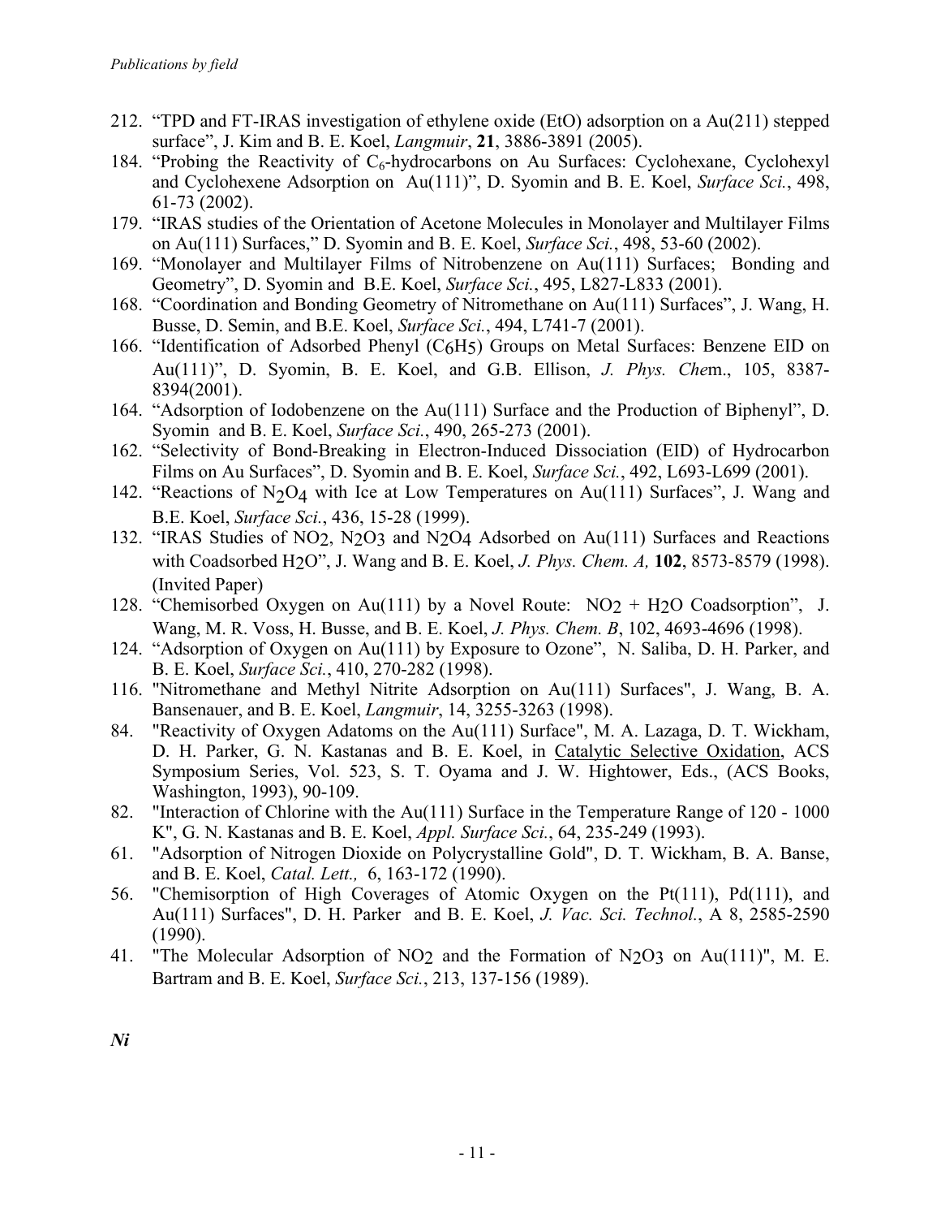212. "TPD and FT-IRAS investigation of ethylene oxide (EtO) adsorption on a Au(211) stepped surface", J. Kim and B. E. Koel, *Langmuir*, **21**, 3886-3891 (2005).
184. "Probing the Reactivity of $C_6$-hydrocarbons on Au Surfaces: Cyclohexane, Cyclohexyl and Cyclohexene Adsorption on Au(111)", D. Syomin and B. E. Koel, *Surface Sci.*, 498, 61-73 (2002).
179. "IRAS studies of the Orientation of Acetone Molecules in Monolayer and Multilayer Films on Au(111) Surfaces," D. Syomin and B. E. Koel, *Surface Sci.*, 498, 53-60 (2002).
169. "Monolayer and Multilayer Films of Nitrobenzene on Au(111) Surfaces; Bonding and Geometry", D. Syomin and B.E. Koel, *Surface Sci.*, 495, L827-L833 (2001).
168. "Coordination and Bonding Geometry of Nitromethane on Au(111) Surfaces", J. Wang, H. Busse, D. Semin, and B.E. Koel, *Surface Sci.*, 494, L741-7 (2001).
166. "Identification of Adsorbed Phenyl ($C_6H_5$) Groups on Metal Surfaces: Benzene EID on Au(111)", D. Syomin, B. E. Koel, and G.B. Ellison, *J. Phys. Che*m., 105, 8387-8394(2001).
164. "Adsorption of Iodobenzene on the Au(111) Surface and the Production of Biphenyl", D. Syomin and B. E. Koel, *Surface Sci.*, 490, 265-273 (2001).
162. "Selectivity of Bond-Breaking in Electron-Induced Dissociation (EID) of Hydrocarbon Films on Au Surfaces", D. Syomin and B. E. Koel, *Surface Sci.*, 492, L693-L699 (2001).
142. "Reactions of $N_2O_4$ with Ice at Low Temperatures on Au(111) Surfaces", J. Wang and B.E. Koel, *Surface Sci.*, 436, 15-28 (1999).
132. "IRAS Studies of $NO_2$, $N_2O_3$ and $N_2O_4$ Adsorbed on Au(111) Surfaces and Reactions with Coadsorbed $H_2O$", J. Wang and B. E. Koel, *J. Phys. Chem. A,* **102**, 8573-8579 (1998). (Invited Paper)
128. "Chemisorbed Oxygen on Au(111) by a Novel Route: $NO_2$ + $H_2O$ Coadsorption", J. Wang, M. R. Voss, H. Busse, and B. E. Koel, *J. Phys. Chem. B*, 102, 4693-4696 (1998).
124. "Adsorption of Oxygen on Au(111) by Exposure to Ozone", N. Saliba, D. H. Parker, and B. E. Koel, *Surface Sci.*, 410, 270-282 (1998).
116. "Nitromethane and Methyl Nitrite Adsorption on Au(111) Surfaces", J. Wang, B. A. Bansenauer, and B. E. Koel, *Langmuir*, 14, 3255-3263 (1998).
84. "Reactivity of Oxygen Adatoms on the Au(111) Surface", M. A. Lazaga, D. T. Wickham, D. H. Parker, G. N. Kastanas and B. E. Koel, in Catalytic Selective Oxidation, ACS Symposium Series, Vol. 523, S. T. Oyama and J. W. Hightower, Eds., (ACS Books, Washington, 1993), 90-109.
82. "Interaction of Chlorine with the Au(111) Surface in the Temperature Range of 120 - 1000 K", G. N. Kastanas and B. E. Koel, *Appl. Surface Sci.*, 64, 235-249 (1993).
61. "Adsorption of Nitrogen Dioxide on Polycrystalline Gold", D. T. Wickham, B. A. Banse, and B. E. Koel, *Catal. Lett.,* 6, 163-172 (1990).
56. "Chemisorption of High Coverages of Atomic Oxygen on the Pt(111), Pd(111), and Au(111) Surfaces", D. H. Parker and B. E. Koel, *J. Vac. Sci. Technol.*, A 8, 2585-2590 (1990).
41. "The Molecular Adsorption of $NO_2$ and the Formation of $N_2O_3$ on Au(111)", M. E. Bartram and B. E. Koel, *Surface Sci.*, 213, 137-156 (1989).

***Ni***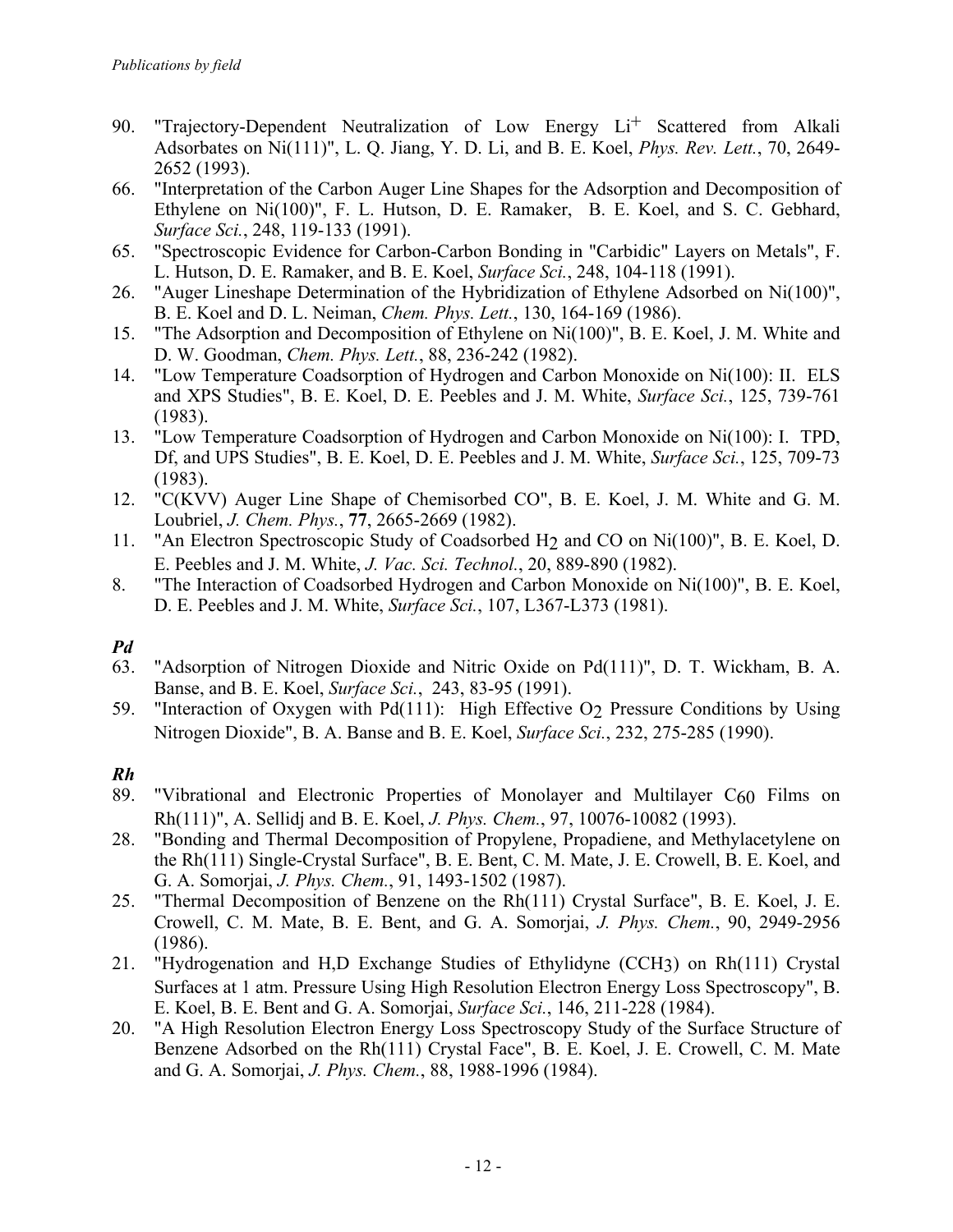90. "Trajectory-Dependent Neutralization of Low Energy $Li^+$ Scattered from Alkali Adsorbates on Ni(111)", L. Q. Jiang, Y. D. Li, and B. E. Koel, *Phys. Rev. Lett.*, 70, 2649-2652 (1993).
66. "Interpretation of the Carbon Auger Line Shapes for the Adsorption and Decomposition of Ethylene on Ni(100)", F. L. Hutson, D. E. Ramaker, B. E. Koel, and S. C. Gebhard, *Surface Sci.*, 248, 119-133 (1991).
65. "Spectroscopic Evidence for Carbon-Carbon Bonding in "Carbidic" Layers on Metals", F. L. Hutson, D. E. Ramaker, and B. E. Koel, *Surface Sci.*, 248, 104-118 (1991).
26. "Auger Lineshape Determination of the Hybridization of Ethylene Adsorbed on Ni(100)", B. E. Koel and D. L. Neiman, *Chem. Phys. Lett.*, 130, 164-169 (1986).
15. "The Adsorption and Decomposition of Ethylene on Ni(100)", B. E. Koel, J. M. White and D. W. Goodman, *Chem. Phys. Lett.*, 88, 236-242 (1982).
14. "Low Temperature Coadsorption of Hydrogen and Carbon Monoxide on Ni(100): II. ELS and XPS Studies", B. E. Koel, D. E. Peebles and J. M. White, *Surface Sci.*, 125, 739-761 (1983).
13. "Low Temperature Coadsorption of Hydrogen and Carbon Monoxide on Ni(100): I. TPD, Df, and UPS Studies", B. E. Koel, D. E. Peebles and J. M. White, *Surface Sci.*, 125, 709-73 (1983).
12. "C(KVV) Auger Line Shape of Chemisorbed CO", B. E. Koel, J. M. White and G. M. Loubriel, *J. Chem. Phys.*, **77**, 2665-2669 (1982).
11. "An Electron Spectroscopic Study of Coadsorbed $H_2$ and CO on Ni(100)", B. E. Koel, D. E. Peebles and J. M. White, *J. Vac. Sci. Technol.*, 20, 889-890 (1982).
8. "The Interaction of Coadsorbed Hydrogen and Carbon Monoxide on Ni(100)", B. E. Koel, D. E. Peebles and J. M. White, *Surface Sci.*, 107, L367-L373 (1981).

### *Pd*

63. "Adsorption of Nitrogen Dioxide and Nitric Oxide on Pd(111)", D. T. Wickham, B. A. Banse, and B. E. Koel, *Surface Sci.*, 243, 83-95 (1991).
59. "Interaction of Oxygen with Pd(111): High Effective $O_2$ Pressure Conditions by Using Nitrogen Dioxide", B. A. Banse and B. E. Koel, *Surface Sci.*, 232, 275-285 (1990).

### *Rh*

89. "Vibrational and Electronic Properties of Monolayer and Multilayer $C_{60}$ Films on Rh(111)", A. Sellidj and B. E. Koel, *J. Phys. Chem.*, 97, 10076-10082 (1993).
28. "Bonding and Thermal Decomposition of Propylene, Propadiene, and Methylacetylene on the Rh(111) Single-Crystal Surface", B. E. Bent, C. M. Mate, J. E. Crowell, B. E. Koel, and G. A. Somorjai, *J. Phys. Chem.*, 91, 1493-1502 (1987).
25. "Thermal Decomposition of Benzene on the Rh(111) Crystal Surface", B. E. Koel, J. E. Crowell, C. M. Mate, B. E. Bent, and G. A. Somorjai, *J. Phys. Chem.*, 90, 2949-2956 (1986).
21. "Hydrogenation and H,D Exchange Studies of Ethylidyne ($CCH_3$) on Rh(111) Crystal Surfaces at 1 atm. Pressure Using High Resolution Electron Energy Loss Spectroscopy", B. E. Koel, B. E. Bent and G. A. Somorjai, *Surface Sci.*, 146, 211-228 (1984).
20. "A High Resolution Electron Energy Loss Spectroscopy Study of the Surface Structure of Benzene Adsorbed on the Rh(111) Crystal Face", B. E. Koel, J. E. Crowell, C. M. Mate and G. A. Somorjai, *J. Phys. Chem.*, 88, 1988-1996 (1984).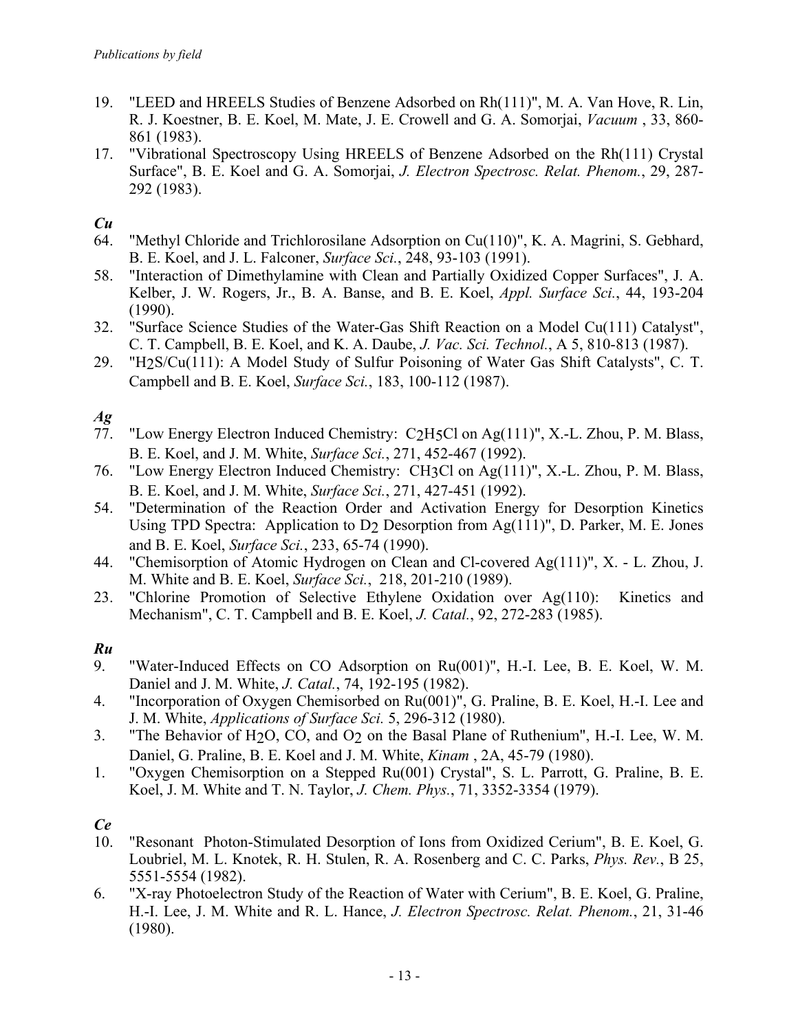19. "LEED and HREELS Studies of Benzene Adsorbed on Rh(111)", M. A. Van Hove, R. Lin, R. J. Koestner, B. E. Koel, M. Mate, J. E. Crowell and G. A. Somorjai, *Vacuum* , 33, 860-861 (1983).
17. "Vibrational Spectroscopy Using HREELS of Benzene Adsorbed on the Rh(111) Crystal Surface", B. E. Koel and G. A. Somorjai, *J. Electron Spectrosc. Relat. Phenom.*, 29, 287-292 (1983).

### *Cu*

64. "Methyl Chloride and Trichlorosilane Adsorption on Cu(110)", K. A. Magrini, S. Gebhard, B. E. Koel, and J. L. Falconer, *Surface Sci.*, 248, 93-103 (1991).
58. "Interaction of Dimethylamine with Clean and Partially Oxidized Copper Surfaces", J. A. Kelber, J. W. Rogers, Jr., B. A. Banse, and B. E. Koel, *Appl. Surface Sci.*, 44, 193-204 (1990).
32. "Surface Science Studies of the Water-Gas Shift Reaction on a Model Cu(111) Catalyst", C. T. Campbell, B. E. Koel, and K. A. Daube, *J. Vac. Sci. Technol.*, A 5, 810-813 (1987).
29. "$H_2S$/Cu(111): A Model Study of Sulfur Poisoning of Water Gas Shift Catalysts", C. T. Campbell and B. E. Koel, *Surface Sci.*, 183, 100-112 (1987).

### *Ag*

77. "Low Energy Electron Induced Chemistry: $C_2H_5Cl$ on Ag(111)", X.-L. Zhou, P. M. Blass, B. E. Koel, and J. M. White, *Surface Sci.*, 271, 452-467 (1992).
76. "Low Energy Electron Induced Chemistry: $CH_3Cl$ on Ag(111)", X.-L. Zhou, P. M. Blass, B. E. Koel, and J. M. White, *Surface Sci.*, 271, 427-451 (1992).
54. "Determination of the Reaction Order and Activation Energy for Desorption Kinetics Using TPD Spectra: Application to $D_2$ Desorption from Ag(111)", D. Parker, M. E. Jones and B. E. Koel, *Surface Sci.*, 233, 65-74 (1990).
44. "Chemisorption of Atomic Hydrogen on Clean and Cl-covered Ag(111)", X. - L. Zhou, J. M. White and B. E. Koel, *Surface Sci.*, 218, 201-210 (1989).
23. "Chlorine Promotion of Selective Ethylene Oxidation over Ag(110): Kinetics and Mechanism", C. T. Campbell and B. E. Koel, *J. Catal.*, 92, 272-283 (1985).

### *Ru*

9. "Water-Induced Effects on CO Adsorption on Ru(001)", H.-I. Lee, B. E. Koel, W. M. Daniel and J. M. White, *J. Catal.*, 74, 192-195 (1982).
4. "Incorporation of Oxygen Chemisorbed on Ru(001)", G. Praline, B. E. Koel, H.-I. Lee and J. M. White, *Applications of Surface Sci.* 5, 296-312 (1980).
3. "The Behavior of $H_2O$, CO, and $O_2$ on the Basal Plane of Ruthenium", H.-I. Lee, W. M. Daniel, G. Praline, B. E. Koel and J. M. White, *Kinam* , 2A, 45-79 (1980).
1. "Oxygen Chemisorption on a Stepped Ru(001) Crystal", S. L. Parrott, G. Praline, B. E. Koel, J. M. White and T. N. Taylor, *J. Chem. Phys.*, 71, 3352-3354 (1979).

### *Ce*

10. "Resonant Photon-Stimulated Desorption of Ions from Oxidized Cerium", B. E. Koel, G. Loubriel, M. L. Knotek, R. H. Stulen, R. A. Rosenberg and C. C. Parks, *Phys. Rev.*, B 25, 5551-5554 (1982).
6. "X-ray Photoelectron Study of the Reaction of Water with Cerium", B. E. Koel, G. Praline, H.-I. Lee, J. M. White and R. L. Hance, *J. Electron Spectrosc. Relat. Phenom.*, 21, 31-46 (1980).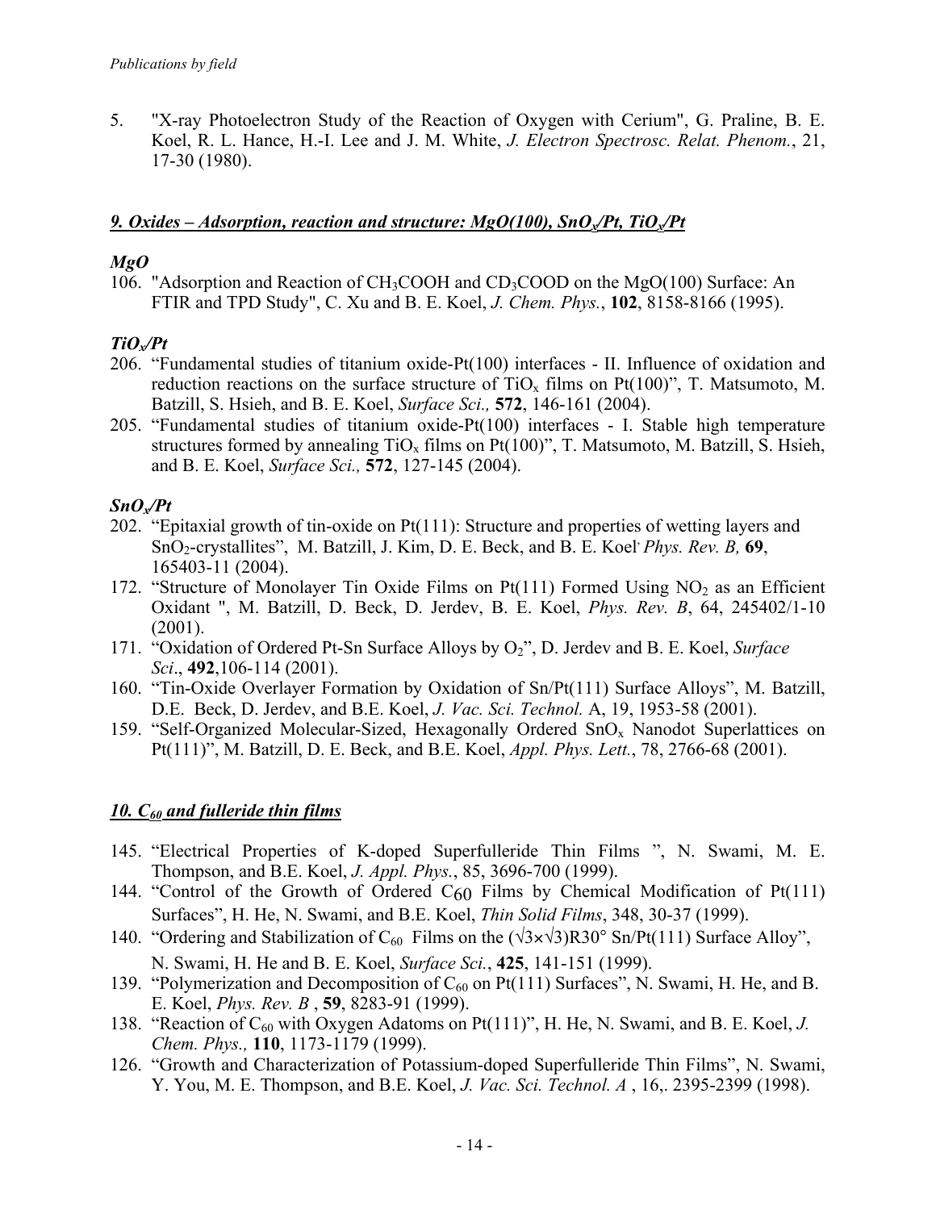5. "X-ray Photoelectron Study of the Reaction of Oxygen with Cerium", G. Praline, B. E. Koel, R. L. Hance, H.-I. Lee and J. M. White, *J. Electron Spectrosc. Relat. Phenom.*, 21, 17-30 (1980).

## *9. Oxides – Adsorption, reaction and structure: MgO(100), $SnO_x$/Pt, $TiO_x$/Pt*

### *MgO*

106. "Adsorption and Reaction of $CH_3COOH$ and $CD_3COOD$ on the MgO(100) Surface: An FTIR and TPD Study", C. Xu and B. E. Koel, *J. Chem. Phys.*, **102**, 8158-8166 (1995).

### *$TiO_x$/Pt*

206. "Fundamental studies of titanium oxide-Pt(100) interfaces - II. Influence of oxidation and reduction reactions on the surface structure of $TiO_x$ films on Pt(100)", T. Matsumoto, M. Batzill, S. Hsieh, and B. E. Koel, *Surface Sci.,* **572**, 146-161 (2004).
205. "Fundamental studies of titanium oxide-Pt(100) interfaces - I. Stable high temperature structures formed by annealing $TiO_x$ films on Pt(100)", T. Matsumoto, M. Batzill, S. Hsieh, and B. E. Koel, *Surface Sci.,* **572**, 127-145 (2004).

### *$SnO_x$/Pt*

202. "Epitaxial growth of tin-oxide on Pt(111): Structure and properties of wetting layers and $SnO_2$-crystallites", M. Batzill, J. Kim, D. E. Beck, and B. E. Koel, *Phys. Rev. B,* **69**, 165403-11 (2004).
172. "Structure of Monolayer Tin Oxide Films on Pt(111) Formed Using $NO_2$ as an Efficient Oxidant ", M. Batzill, D. Beck, D. Jerdev, B. E. Koel, *Phys. Rev. B*, 64, 245402/1-10 (2001).
171. "Oxidation of Ordered Pt-Sn Surface Alloys by $O_2$", D. Jerdev and B. E. Koel, *Surface Sci*., **492**,106-114 (2001).
160. "Tin-Oxide Overlayer Formation by Oxidation of Sn/Pt(111) Surface Alloys", M. Batzill, D.E. Beck, D. Jerdev, and B.E. Koel, *J. Vac. Sci. Technol.* A, 19, 1953-58 (2001).
159. "Self-Organized Molecular-Sized, Hexagonally Ordered $SnO_x$ Nanodot Superlattices on Pt(111)", M. Batzill, D. E. Beck, and B.E. Koel, *Appl. Phys. Lett.*, 78, 2766-68 (2001).

## *10. $C_{60}$ and fulleride thin films*

145. "Electrical Properties of K-doped Superfulleride Thin Films ", N. Swami, M. E. Thompson, and B.E. Koel, *J. Appl. Phys.*, 85, 3696-700 (1999).
144. "Control of the Growth of Ordered $C_{60}$ Films by Chemical Modification of Pt(111) Surfaces", H. He, N. Swami, and B.E. Koel, *Thin Solid Films*, 348, 30-37 (1999).
140. "Ordering and Stabilization of $C_{60}$ Films on the $(\sqrt{3}\times\sqrt{3})R30°$ Sn/Pt(111) Surface Alloy", N. Swami, H. He and B. E. Koel, *Surface Sci.*, **425**, 141-151 (1999).
139. "Polymerization and Decomposition of $C_{60}$ on Pt(111) Surfaces", N. Swami, H. He, and B. E. Koel, *Phys. Rev. B* , **59**, 8283-91 (1999).
138. "Reaction of $C_{60}$ with Oxygen Adatoms on Pt(111)", H. He, N. Swami, and B. E. Koel, *J. Chem. Phys.,* **110**, 1173-1179 (1999).
126. "Growth and Characterization of Potassium-doped Superfulleride Thin Films", N. Swami, Y. You, M. E. Thompson, and B.E. Koel, *J. Vac. Sci. Technol. A* , 16,. 2395-2399 (1998).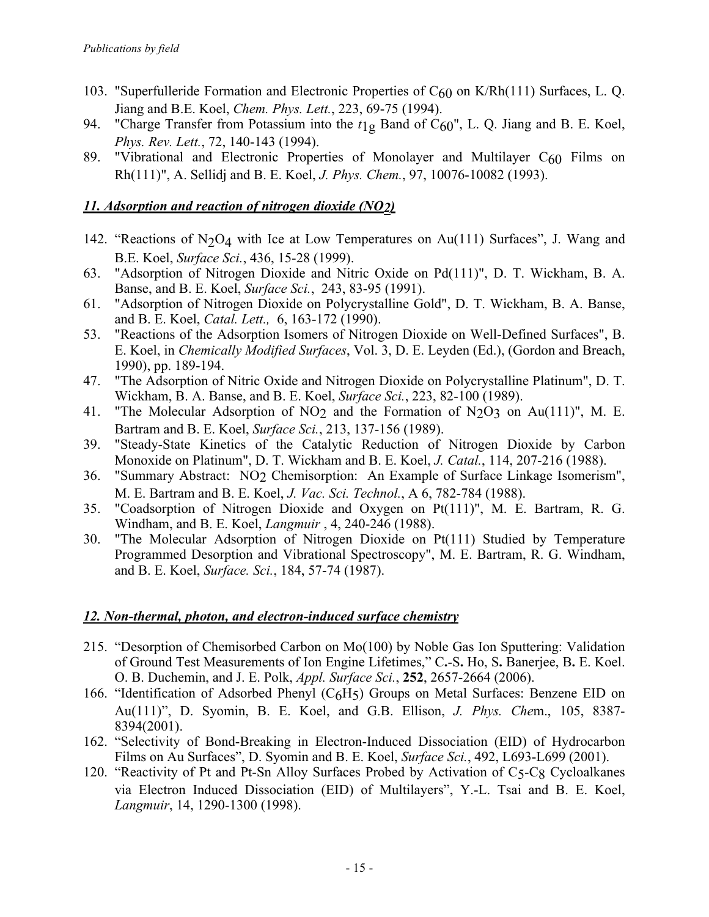103. "Superfulleride Formation and Electronic Properties of $C_{60}$ on K/Rh(111) Surfaces, L. Q. Jiang and B.E. Koel, *Chem. Phys. Lett.*, 223, 69-75 (1994).
94. "Charge Transfer from Potassium into the $t_{1g}$ Band of $C_{60}$", L. Q. Jiang and B. E. Koel, *Phys. Rev. Lett.*, 72, 140-143 (1994).
89. "Vibrational and Electronic Properties of Monolayer and Multilayer $C_{60}$ Films on Rh(111)", A. Sellidj and B. E. Koel, *J. Phys. Chem.*, 97, 10076-10082 (1993).

## *11. Adsorption and reaction of nitrogen dioxide ($NO_2$)*

142. "Reactions of $N_2O_4$ with Ice at Low Temperatures on Au(111) Surfaces", J. Wang and B.E. Koel, *Surface Sci.*, 436, 15-28 (1999).
63. "Adsorption of Nitrogen Dioxide and Nitric Oxide on Pd(111)", D. T. Wickham, B. A. Banse, and B. E. Koel, *Surface Sci.*, 243, 83-95 (1991).
61. "Adsorption of Nitrogen Dioxide on Polycrystalline Gold", D. T. Wickham, B. A. Banse, and B. E. Koel, *Catal. Lett.,* 6, 163-172 (1990).
53. "Reactions of the Adsorption Isomers of Nitrogen Dioxide on Well-Defined Surfaces", B. E. Koel, in *Chemically Modified Surfaces*, Vol. 3, D. E. Leyden (Ed.), (Gordon and Breach, 1990), pp. 189-194.
47. "The Adsorption of Nitric Oxide and Nitrogen Dioxide on Polycrystalline Platinum", D. T. Wickham, B. A. Banse, and B. E. Koel, *Surface Sci.*, 223, 82-100 (1989).
41. "The Molecular Adsorption of $NO_2$ and the Formation of $N_2O_3$ on Au(111)", M. E. Bartram and B. E. Koel, *Surface Sci.*, 213, 137-156 (1989).
39. "Steady-State Kinetics of the Catalytic Reduction of Nitrogen Dioxide by Carbon Monoxide on Platinum", D. T. Wickham and B. E. Koel, *J. Catal.*, 114, 207-216 (1988).
36. "Summary Abstract: $NO_2$ Chemisorption: An Example of Surface Linkage Isomerism", M. E. Bartram and B. E. Koel, *J. Vac. Sci. Technol.*, A 6, 782-784 (1988).
35. "Coadsorption of Nitrogen Dioxide and Oxygen on Pt(111)", M. E. Bartram, R. G. Windham, and B. E. Koel, *Langmuir* , 4, 240-246 (1988).
30. "The Molecular Adsorption of Nitrogen Dioxide on Pt(111) Studied by Temperature Programmed Desorption and Vibrational Spectroscopy", M. E. Bartram, R. G. Windham, and B. E. Koel, *Surface. Sci.*, 184, 57-74 (1987).

## *12. Non-thermal, photon, and electron-induced surface chemistry*

215. "Desorption of Chemisorbed Carbon on Mo(100) by Noble Gas Ion Sputtering: Validation of Ground Test Measurements of Ion Engine Lifetimes," C.-S. Ho, S. Banerjee, B. E. Koel. O. B. Duchemin, and J. E. Polk, *Appl. Surface Sci.*, **252**, 2657-2664 (2006).
166. "Identification of Adsorbed Phenyl ($C_6H_5$) Groups on Metal Surfaces: Benzene EID on Au(111)", D. Syomin, B. E. Koel, and G.B. Ellison, *J. Phys. Che*m., 105, 8387-8394(2001).
162. "Selectivity of Bond-Breaking in Electron-Induced Dissociation (EID) of Hydrocarbon Films on Au Surfaces", D. Syomin and B. E. Koel, *Surface Sci.*, 492, L693-L699 (2001).
120. "Reactivity of Pt and Pt-Sn Alloy Surfaces Probed by Activation of $C_5$-$C_8$ Cycloalkanes via Electron Induced Dissociation (EID) of Multilayers", Y.-L. Tsai and B. E. Koel, *Langmuir*, 14, 1290-1300 (1998).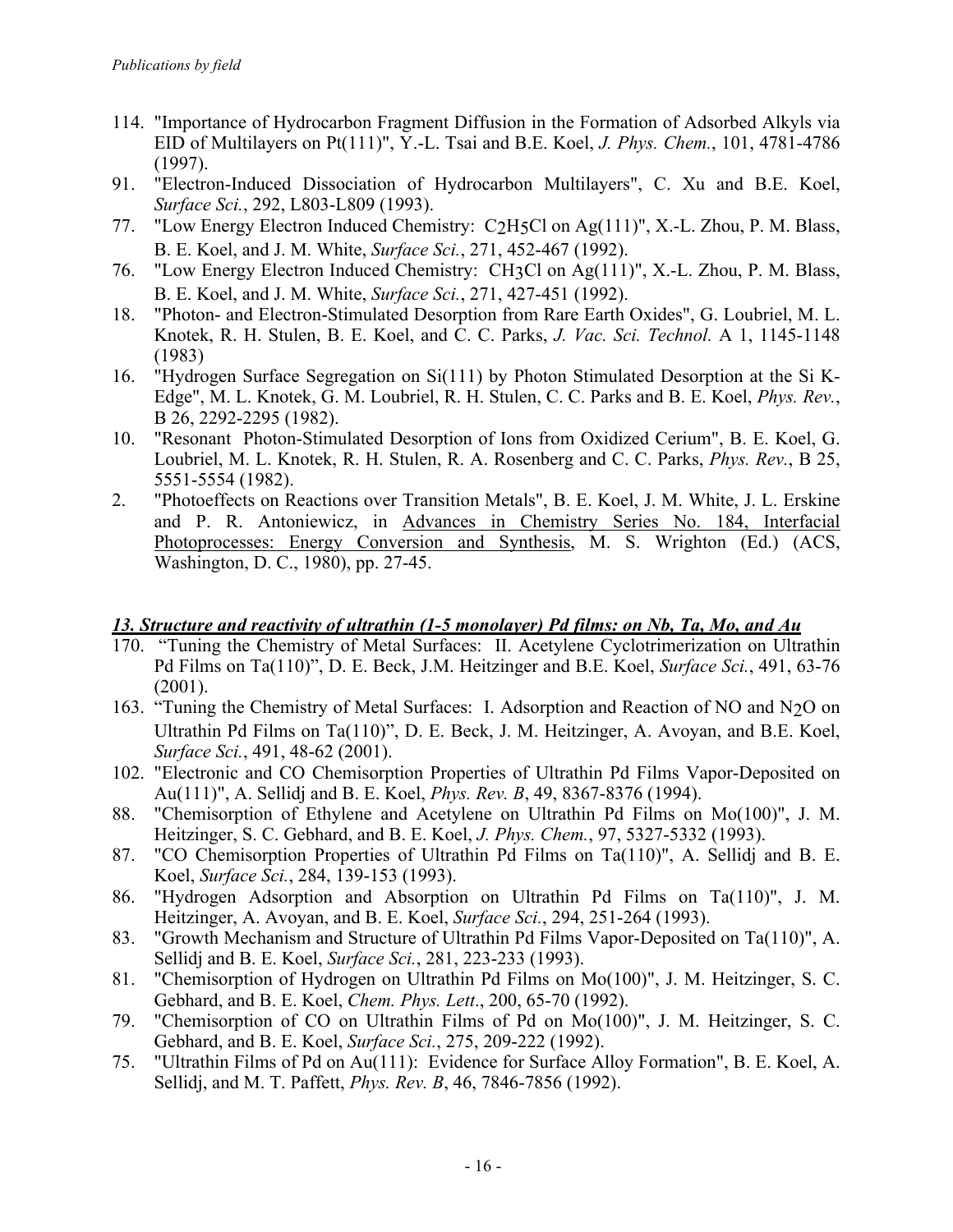114. "Importance of Hydrocarbon Fragment Diffusion in the Formation of Adsorbed Alkyls via EID of Multilayers on Pt(111)", Y.-L. Tsai and B.E. Koel, *J. Phys. Chem.*, 101, 4781-4786 (1997).
91. "Electron-Induced Dissociation of Hydrocarbon Multilayers", C. Xu and B.E. Koel, *Surface Sci.*, 292, L803-L809 (1993).
77. "Low Energy Electron Induced Chemistry: $C_2H_5Cl$ on Ag(111)", X.-L. Zhou, P. M. Blass, B. E. Koel, and J. M. White, *Surface Sci.*, 271, 452-467 (1992).
76. "Low Energy Electron Induced Chemistry: $CH_3Cl$ on Ag(111)", X.-L. Zhou, P. M. Blass, B. E. Koel, and J. M. White, *Surface Sci.*, 271, 427-451 (1992).
18. "Photon- and Electron-Stimulated Desorption from Rare Earth Oxides", G. Loubriel, M. L. Knotek, R. H. Stulen, B. E. Koel, and C. C. Parks, *J. Vac. Sci. Technol.* A 1, 1145-1148 (1983)
16. "Hydrogen Surface Segregation on Si(111) by Photon Stimulated Desorption at the Si K-Edge", M. L. Knotek, G. M. Loubriel, R. H. Stulen, C. C. Parks and B. E. Koel, *Phys. Rev.*, B 26, 2292-2295 (1982).
10. "Resonant Photon-Stimulated Desorption of Ions from Oxidized Cerium", B. E. Koel, G. Loubriel, M. L. Knotek, R. H. Stulen, R. A. Rosenberg and C. C. Parks, *Phys. Rev.*, B 25, 5551-5554 (1982).
2. "Photoeffects on Reactions over Transition Metals", B. E. Koel, J. M. White, J. L. Erskine and P. R. Antoniewicz, in Advances in Chemistry Series No. 184, Interfacial Photoprocesses: Energy Conversion and Synthesis, M. S. Wrighton (Ed.) (ACS, Washington, D. C., 1980), pp. 27-45.

### ***13. Structure and reactivity of ultrathin (1-5 monolayer) Pd films: on Nb, Ta, Mo, and Au***

170. "Tuning the Chemistry of Metal Surfaces: II. Acetylene Cyclotrimerization on Ultrathin Pd Films on Ta(110)", D. E. Beck, J.M. Heitzinger and B.E. Koel, *Surface Sci.*, 491, 63-76 (2001).
163. "Tuning the Chemistry of Metal Surfaces: I. Adsorption and Reaction of NO and $N_2O$ on Ultrathin Pd Films on Ta(110)", D. E. Beck, J. M. Heitzinger, A. Avoyan, and B.E. Koel, *Surface Sci.*, 491, 48-62 (2001).
102. "Electronic and CO Chemisorption Properties of Ultrathin Pd Films Vapor-Deposited on Au(111)", A. Sellidj and B. E. Koel, *Phys. Rev. B*, 49, 8367-8376 (1994).
88. "Chemisorption of Ethylene and Acetylene on Ultrathin Pd Films on Mo(100)", J. M. Heitzinger, S. C. Gebhard, and B. E. Koel, *J. Phys. Chem.*, 97, 5327-5332 (1993).
87. "CO Chemisorption Properties of Ultrathin Pd Films on Ta(110)", A. Sellidj and B. E. Koel, *Surface Sci.*, 284, 139-153 (1993).
86. "Hydrogen Adsorption and Absorption on Ultrathin Pd Films on Ta(110)", J. M. Heitzinger, A. Avoyan, and B. E. Koel, *Surface Sci.*, 294, 251-264 (1993).
83. "Growth Mechanism and Structure of Ultrathin Pd Films Vapor-Deposited on Ta(110)", A. Sellidj and B. E. Koel, *Surface Sci.*, 281, 223-233 (1993).
81. "Chemisorption of Hydrogen on Ultrathin Pd Films on Mo(100)", J. M. Heitzinger, S. C. Gebhard, and B. E. Koel, *Chem. Phys. Lett*., 200, 65-70 (1992).
79. "Chemisorption of CO on Ultrathin Films of Pd on Mo(100)", J. M. Heitzinger, S. C. Gebhard, and B. E. Koel, *Surface Sci.*, 275, 209-222 (1992).
75. "Ultrathin Films of Pd on Au(111): Evidence for Surface Alloy Formation", B. E. Koel, A. Sellidj, and M. T. Paffett, *Phys. Rev. B*, 46, 7846-7856 (1992).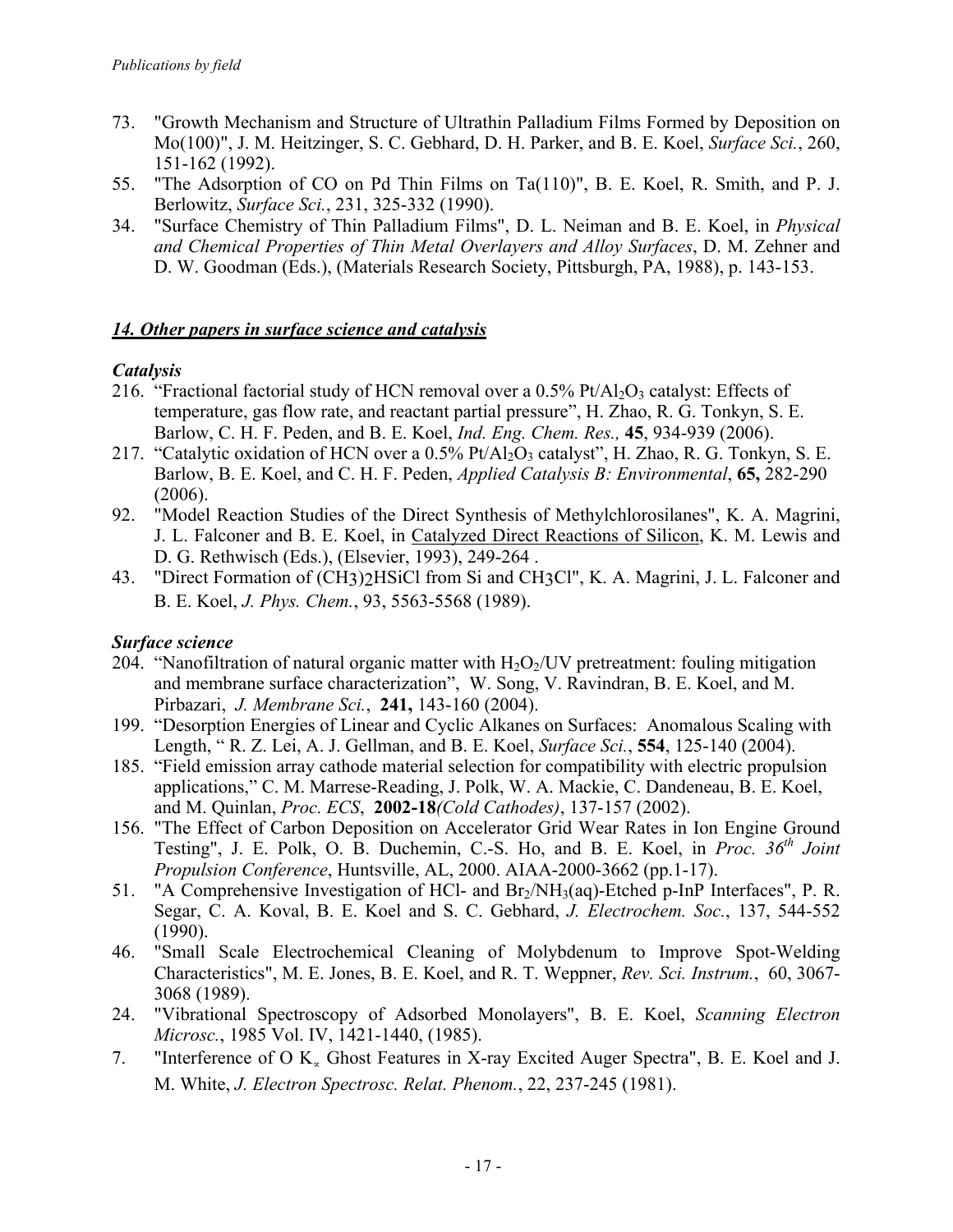73. "Growth Mechanism and Structure of Ultrathin Palladium Films Formed by Deposition on Mo(100)", J. M. Heitzinger, S. C. Gebhard, D. H. Parker, and B. E. Koel, *Surface Sci.*, 260, 151-162 (1992).
55. "The Adsorption of CO on Pd Thin Films on Ta(110)", B. E. Koel, R. Smith, and P. J. Berlowitz, *Surface Sci.*, 231, 325-332 (1990).
34. "Surface Chemistry of Thin Palladium Films", D. L. Neiman and B. E. Koel, in *Physical and Chemical Properties of Thin Metal Overlayers and Alloy Surfaces*, D. M. Zehner and D. W. Goodman (Eds.), (Materials Research Society, Pittsburgh, PA, 1988), p. 143-153.

## ***14. Other papers in surface science and catalysis***

### *Catalysis*

216. "Fractional factorial study of HCN removal over a 0.5% $Pt/Al_2O_3$ catalyst: Effects of temperature, gas flow rate, and reactant partial pressure", H. Zhao, R. G. Tonkyn, S. E. Barlow, C. H. F. Peden, and B. E. Koel, *Ind. Eng. Chem. Res.,* **45**, 934-939 (2006).
217. "Catalytic oxidation of HCN over a 0.5% $Pt/Al_2O_3$ catalyst", H. Zhao, R. G. Tonkyn, S. E. Barlow, B. E. Koel, and C. H. F. Peden, *Applied Catalysis B: Environmental*, **65,** 282-290 (2006).
92. "Model Reaction Studies of the Direct Synthesis of Methylchlorosilanes", K. A. Magrini, J. L. Falconer and B. E. Koel, in Catalyzed Direct Reactions of Silicon, K. M. Lewis and D. G. Rethwisch (Eds.), (Elsevier, 1993), 249-264 .
43. "Direct Formation of $(CH_3)_2HSiCl$ from Si and $CH_3Cl$", K. A. Magrini, J. L. Falconer and B. E. Koel, *J. Phys. Chem.*, 93, 5563-5568 (1989).

### *Surface science*

204. "Nanofiltration of natural organic matter with $H_2O_2$/UV pretreatment: fouling mitigation and membrane surface characterization", W. Song, V. Ravindran, B. E. Koel, and M. Pirbazari, *J. Membrane Sci.*, **241,** 143-160 (2004).
199. "Desorption Energies of Linear and Cyclic Alkanes on Surfaces: Anomalous Scaling with Length, " R. Z. Lei, A. J. Gellman, and B. E. Koel, *Surface Sci.*, **554**, 125-140 (2004).
185. "Field emission array cathode material selection for compatibility with electric propulsion applications," C. M. Marrese-Reading, J. Polk, W. A. Mackie, C. Dandeneau, B. E. Koel, and M. Quinlan, *Proc. ECS*, **2002-18***(Cold Cathodes)*, 137-157 (2002).
156. "The Effect of Carbon Deposition on Accelerator Grid Wear Rates in Ion Engine Ground Testing", J. E. Polk, O. B. Duchemin, C.-S. Ho, and B. E. Koel, in *Proc. 36th Joint Propulsion Conference*, Huntsville, AL, 2000. AIAA-2000-3662 (pp.1-17).
51. "A Comprehensive Investigation of HCl- and $Br_2/NH_3$(aq)-Etched p-InP Interfaces", P. R. Segar, C. A. Koval, B. E. Koel and S. C. Gebhard, *J. Electrochem. Soc.*, 137, 544-552 (1990).
46. "Small Scale Electrochemical Cleaning of Molybdenum to Improve Spot-Welding Characteristics", M. E. Jones, B. E. Koel, and R. T. Weppner, *Rev. Sci. Instrum.*, 60, 3067-3068 (1989).
24. "Vibrational Spectroscopy of Adsorbed Monolayers", B. E. Koel, *Scanning Electron Microsc.*, 1985 Vol. IV, 1421-1440, (1985).
7. "Interference of O $K_\alpha$ Ghost Features in X-ray Excited Auger Spectra", B. E. Koel and J. M. White, *J. Electron Spectrosc. Relat. Phenom.*, 22, 237-245 (1981).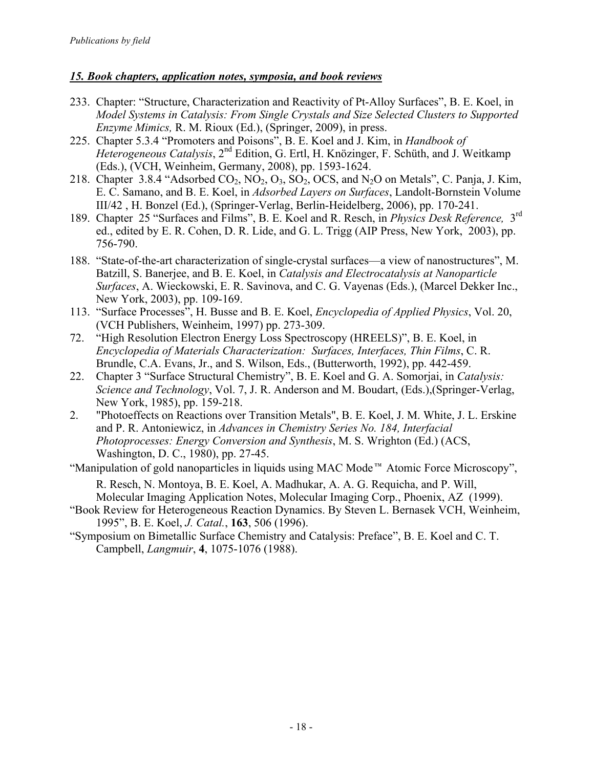## *15. Book chapters, application notes, symposia, and book reviews*

233. Chapter: "Structure, Characterization and Reactivity of Pt-Alloy Surfaces", B. E. Koel, in *Model Systems in Catalysis: From Single Crystals and Size Selected Clusters to Supported Enzyme Mimics,* R. M. Rioux (Ed.), (Springer, 2009), in press.
225. Chapter 5.3.4 "Promoters and Poisons", B. E. Koel and J. Kim, in *Handbook of Heterogeneous Catalysis*, 2nd Edition, G. Ertl, H. Knözinger, F. Schüth, and J. Weitkamp (Eds.), (VCH, Weinheim, Germany, 2008), pp. 1593-1624.
218. Chapter 3.8.4 "Adsorbed $CO_2$, $NO_2$, $O_3$, $SO_2$, OCS, and $N_2O$ on Metals", C. Panja, J. Kim, E. C. Samano, and B. E. Koel, in *Adsorbed Layers on Surfaces*, Landolt-Bornstein Volume III/42 , H. Bonzel (Ed.), (Springer-Verlag, Berlin-Heidelberg, 2006), pp. 170-241.
189. Chapter 25 "Surfaces and Films", B. E. Koel and R. Resch, in *Physics Desk Reference,* 3rd ed., edited by E. R. Cohen, D. R. Lide, and G. L. Trigg (AIP Press, New York, 2003), pp. 756-790.
188. "State-of-the-art characterization of single-crystal surfaces—a view of nanostructures", M. Batzill, S. Banerjee, and B. E. Koel, in *Catalysis and Electrocatalysis at Nanoparticle Surfaces*, A. Wieckowski, E. R. Savinova, and C. G. Vayenas (Eds.), (Marcel Dekker Inc., New York, 2003), pp. 109-169.
113. "Surface Processes", H. Busse and B. E. Koel, *Encyclopedia of Applied Physics*, Vol. 20, (VCH Publishers, Weinheim, 1997) pp. 273-309.
72. "High Resolution Electron Energy Loss Spectroscopy (HREELS)", B. E. Koel, in *Encyclopedia of Materials Characterization: Surfaces, Interfaces, Thin Films*, C. R. Brundle, C.A. Evans, Jr., and S. Wilson, Eds., (Butterworth, 1992), pp. 442-459.
22. Chapter 3 "Surface Structural Chemistry", B. E. Koel and G. A. Somorjai, in *Catalysis: Science and Technology*, Vol. 7, J. R. Anderson and M. Boudart, (Eds.),(Springer-Verlag, New York, 1985), pp. 159-218.
2. "Photoeffects on Reactions over Transition Metals", B. E. Koel, J. M. White, J. L. Erskine and P. R. Antoniewicz, in *Advances in Chemistry Series No. 184, Interfacial Photoprocesses: Energy Conversion and Synthesis*, M. S. Wrighton (Ed.) (ACS, Washington, D. C., 1980), pp. 27-45.

"Manipulation of gold nanoparticles in liquids using MAC Mode™ Atomic Force Microscopy", R. Resch, N. Montoya, B. E. Koel, A. Madhukar, A. A. G. Requicha, and P. Will, Molecular Imaging Application Notes, Molecular Imaging Corp., Phoenix, AZ (1999).

"Book Review for Heterogeneous Reaction Dynamics. By Steven L. Bernasek VCH, Weinheim, 1995", B. E. Koel, *J. Catal.*, **163**, 506 (1996).

"Symposium on Bimetallic Surface Chemistry and Catalysis: Preface", B. E. Koel and C. T. Campbell, *Langmuir*, **4**, 1075-1076 (1988).